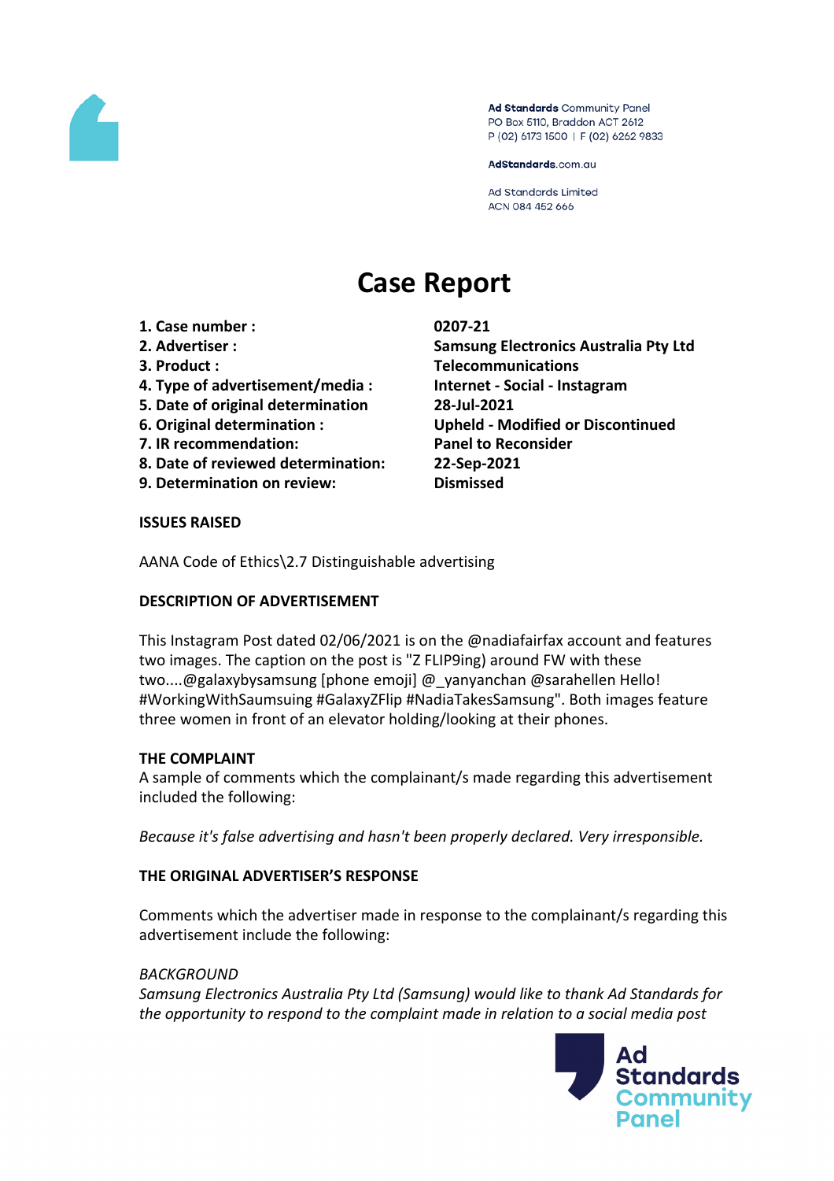Ad Standards Community Panel
PO Box 5110, Braddon ACT 2612
P (02) 6173 1500 | F (02) 6262 9833

AdStandards.com.au

Ad Standards Limited
ACN 084 452 666

# Case Report

| | |
|---|---|
| **1. Case number :** | **0207-21** |
| **2. Advertiser :** | **Samsung Electronics Australia Pty Ltd** |
| **3. Product :** | **Telecommunications** |
| **4. Type of advertisement/media :** | **Internet - Social - Instagram** |
| **5. Date of original determination** | **28-Jul-2021** |
| **6. Original determination :** | **Upheld - Modified or Discontinued** |
| **7. IR recommendation:** | **Panel to Reconsider** |
| **8. Date of reviewed determination:** | **22-Sep-2021** |
| **9. Determination on review:** | **Dismissed** |

**ISSUES RAISED**

AANA Code of Ethics\2.7 Distinguishable advertising

**DESCRIPTION OF ADVERTISEMENT**

This Instagram Post dated 02/06/2021 is on the @nadiafairfax account and features two images. The caption on the post is "Z FLIP9ing) around FW with these two....@galaxybysamsung [phone emoji] @_yanyanchan @sarahellen Hello! #WorkingWithSaumsuing #GalaxyZFlip #NadiaTakesSamsung". Both images feature three women in front of an elevator holding/looking at their phones.

**THE COMPLAINT**

A sample of comments which the complainant/s made regarding this advertisement included the following:

*Because it's false advertising and hasn't been properly declared. Very irresponsible.*

**THE ORIGINAL ADVERTISER'S RESPONSE**

Comments which the advertiser made in response to the complainant/s regarding this advertisement include the following:

*BACKGROUND*

*Samsung Electronics Australia Pty Ltd (Samsung) would like to thank Ad Standards for the opportunity to respond to the complaint made in relation to a social media post*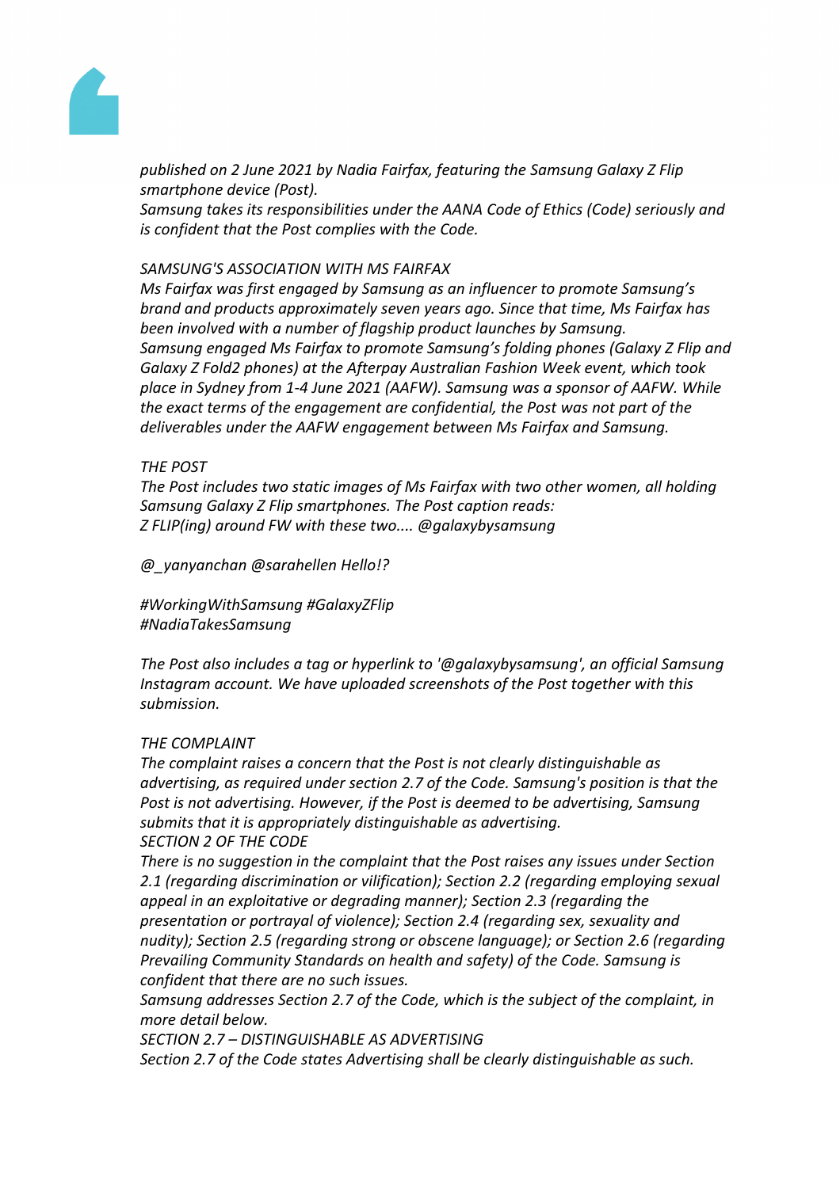*published on 2 June 2021 by Nadia Fairfax, featuring the Samsung Galaxy Z Flip smartphone device (Post).*

*Samsung takes its responsibilities under the AANA Code of Ethics (Code) seriously and is confident that the Post complies with the Code.*

*SAMSUNG'S ASSOCIATION WITH MS FAIRFAX*

*Ms Fairfax was first engaged by Samsung as an influencer to promote Samsung's brand and products approximately seven years ago. Since that time, Ms Fairfax has been involved with a number of flagship product launches by Samsung.*

*Samsung engaged Ms Fairfax to promote Samsung's folding phones (Galaxy Z Flip and Galaxy Z Fold2 phones) at the Afterpay Australian Fashion Week event, which took place in Sydney from 1-4 June 2021 (AAFW). Samsung was a sponsor of AAFW. While the exact terms of the engagement are confidential, the Post was not part of the deliverables under the AAFW engagement between Ms Fairfax and Samsung.*

*THE POST*

*The Post includes two static images of Ms Fairfax with two other women, all holding Samsung Galaxy Z Flip smartphones. The Post caption reads:*

*Z FLIP(ing) around FW with these two.... @galaxybysamsung*

*@_yanyanchan @sarahellen Hello!?*

*#WorkingWithSamsung #GalaxyZFlip*
*#NadiaTakesSamsung*

*The Post also includes a tag or hyperlink to '@galaxybysamsung', an official Samsung Instagram account. We have uploaded screenshots of the Post together with this submission.*

*THE COMPLAINT*

*The complaint raises a concern that the Post is not clearly distinguishable as advertising, as required under section 2.7 of the Code. Samsung's position is that the Post is not advertising. However, if the Post is deemed to be advertising, Samsung submits that it is appropriately distinguishable as advertising.*

*SECTION 2 OF THE CODE*

*There is no suggestion in the complaint that the Post raises any issues under Section 2.1 (regarding discrimination or vilification); Section 2.2 (regarding employing sexual appeal in an exploitative or degrading manner); Section 2.3 (regarding the presentation or portrayal of violence); Section 2.4 (regarding sex, sexuality and nudity); Section 2.5 (regarding strong or obscene language); or Section 2.6 (regarding Prevailing Community Standards on health and safety) of the Code. Samsung is confident that there are no such issues.*

*Samsung addresses Section 2.7 of the Code, which is the subject of the complaint, in more detail below.*

*SECTION 2.7 – DISTINGUISHABLE AS ADVERTISING*

*Section 2.7 of the Code states Advertising shall be clearly distinguishable as such.*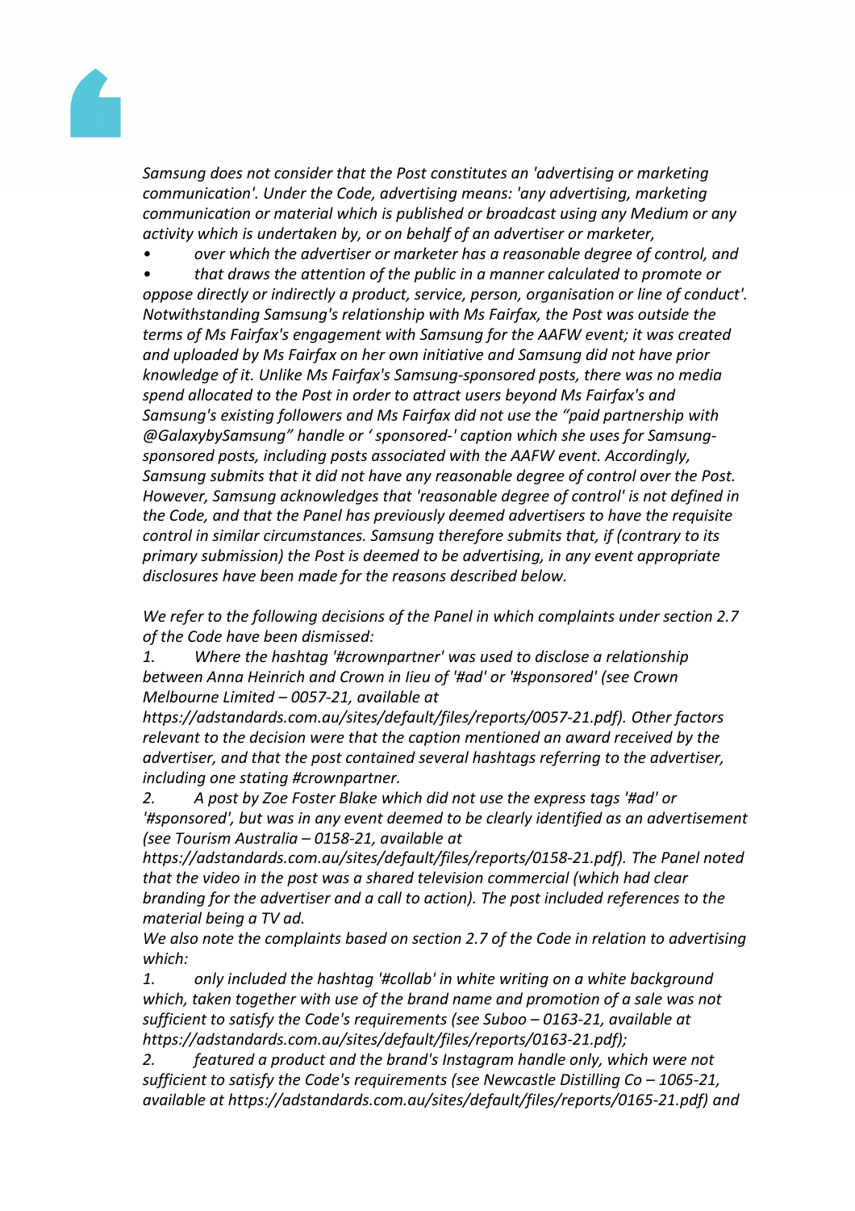*Samsung does not consider that the Post constitutes an 'advertising or marketing communication'. Under the Code, advertising means: 'any advertising, marketing communication or material which is published or broadcast using any Medium or any activity which is undertaken by, or on behalf of an advertiser or marketer,*

- *over which the advertiser or marketer has a reasonable degree of control, and*
- *that draws the attention of the public in a manner calculated to promote or oppose directly or indirectly a product, service, person, organisation or line of conduct'.*

*Notwithstanding Samsung's relationship with Ms Fairfax, the Post was outside the terms of Ms Fairfax's engagement with Samsung for the AAFW event; it was created and uploaded by Ms Fairfax on her own initiative and Samsung did not have prior knowledge of it. Unlike Ms Fairfax's Samsung-sponsored posts, there was no media spend allocated to the Post in order to attract users beyond Ms Fairfax's and Samsung's existing followers and Ms Fairfax did not use the "paid partnership with @GalaxybySamsung" handle or ' sponsored-' caption which she uses for Samsung-sponsored posts, including posts associated with the AAFW event. Accordingly, Samsung submits that it did not have any reasonable degree of control over the Post. However, Samsung acknowledges that 'reasonable degree of control' is not defined in the Code, and that the Panel has previously deemed advertisers to have the requisite control in similar circumstances. Samsung therefore submits that, if (contrary to its primary submission) the Post is deemed to be advertising, in any event appropriate disclosures have been made for the reasons described below.*

*We refer to the following decisions of the Panel in which complaints under section 2.7 of the Code have been dismissed:*

1. *Where the hashtag '#crownpartner' was used to disclose a relationship between Anna Heinrich and Crown in lieu of '#ad' or '#sponsored' (see Crown Melbourne Limited – 0057-21, available at https://adstandards.com.au/sites/default/files/reports/0057-21.pdf). Other factors relevant to the decision were that the caption mentioned an award received by the advertiser, and that the post contained several hashtags referring to the advertiser, including one stating #crownpartner.*
2. *A post by Zoe Foster Blake which did not use the express tags '#ad' or '#sponsored', but was in any event deemed to be clearly identified as an advertisement (see Tourism Australia – 0158-21, available at https://adstandards.com.au/sites/default/files/reports/0158-21.pdf). The Panel noted that the video in the post was a shared television commercial (which had clear branding for the advertiser and a call to action). The post included references to the material being a TV ad.*

*We also note the complaints based on section 2.7 of the Code in relation to advertising which:*

1. *only included the hashtag '#collab' in white writing on a white background which, taken together with use of the brand name and promotion of a sale was not sufficient to satisfy the Code's requirements (see Suboo – 0163-21, available at https://adstandards.com.au/sites/default/files/reports/0163-21.pdf);*
2. *featured a product and the brand's Instagram handle only, which were not sufficient to satisfy the Code's requirements (see Newcastle Distilling Co – 1065-21, available at https://adstandards.com.au/sites/default/files/reports/0165-21.pdf) and*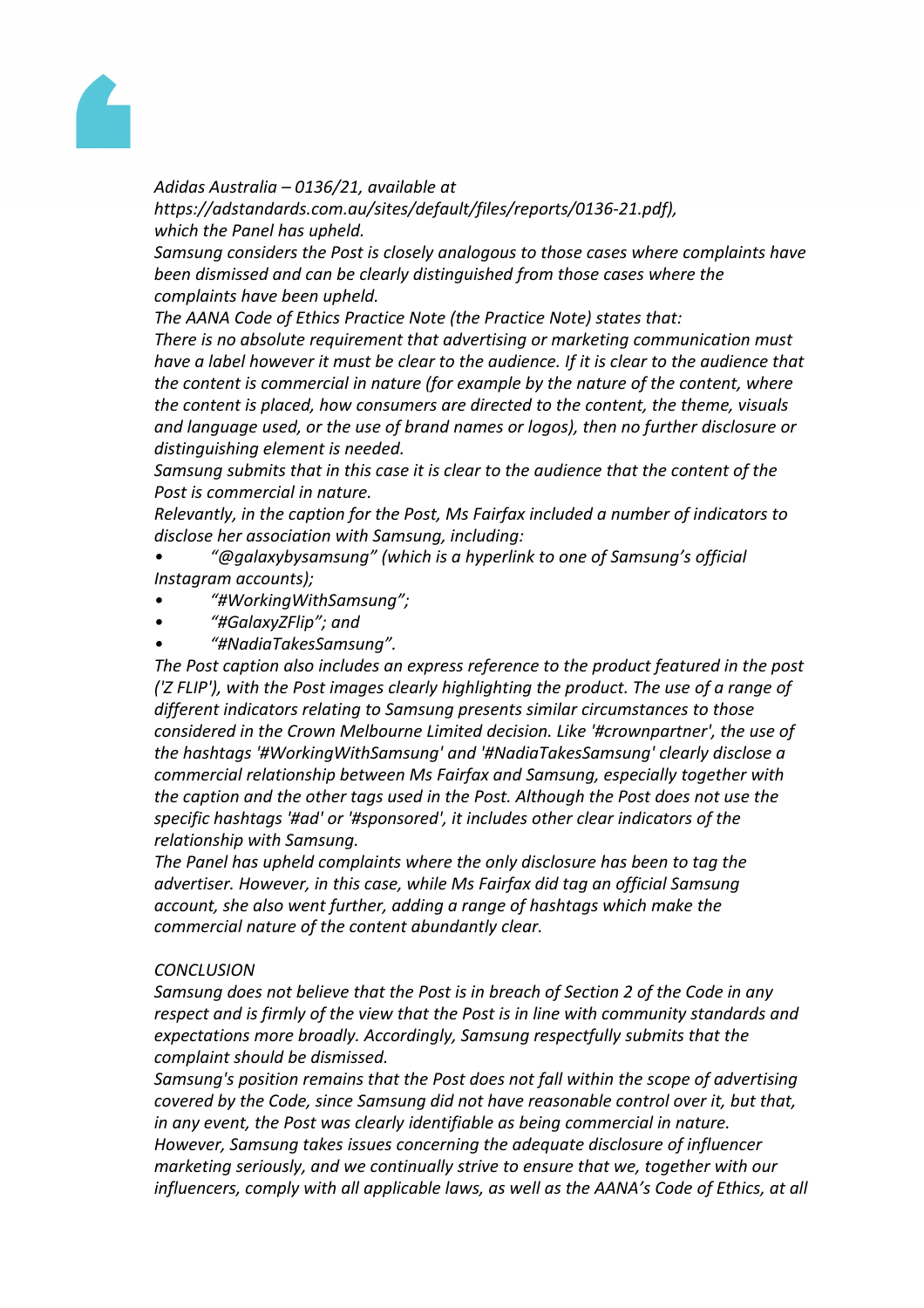*Adidas Australia – 0136/21, available at https://adstandards.com.au/sites/default/files/reports/0136-21.pdf), which the Panel has upheld.*

*Samsung considers the Post is closely analogous to those cases where complaints have been dismissed and can be clearly distinguished from those cases where the complaints have been upheld.*

*The AANA Code of Ethics Practice Note (the Practice Note) states that:*

*There is no absolute requirement that advertising or marketing communication must have a label however it must be clear to the audience. If it is clear to the audience that the content is commercial in nature (for example by the nature of the content, where the content is placed, how consumers are directed to the content, the theme, visuals and language used, or the use of brand names or logos), then no further disclosure or distinguishing element is needed.*

*Samsung submits that in this case it is clear to the audience that the content of the Post is commercial in nature.*

*Relevantly, in the caption for the Post, Ms Fairfax included a number of indicators to disclose her association with Samsung, including:*

- *"@galaxybysamsung" (which is a hyperlink to one of Samsung's official Instagram accounts);*
- *"#WorkingWithSamsung";*
- *"#GalaxyZFlip"; and*
- *"#NadiaTakesSamsung".*

*The Post caption also includes an express reference to the product featured in the post ('Z FLIP'), with the Post images clearly highlighting the product. The use of a range of different indicators relating to Samsung presents similar circumstances to those considered in the Crown Melbourne Limited decision. Like '#crownpartner', the use of the hashtags '#WorkingWithSamsung' and '#NadiaTakesSamsung' clearly disclose a commercial relationship between Ms Fairfax and Samsung, especially together with the caption and the other tags used in the Post. Although the Post does not use the specific hashtags '#ad' or '#sponsored', it includes other clear indicators of the relationship with Samsung.*

*The Panel has upheld complaints where the only disclosure has been to tag the advertiser. However, in this case, while Ms Fairfax did tag an official Samsung account, she also went further, adding a range of hashtags which make the commercial nature of the content abundantly clear.*

*CONCLUSION*

*Samsung does not believe that the Post is in breach of Section 2 of the Code in any respect and is firmly of the view that the Post is in line with community standards and expectations more broadly. Accordingly, Samsung respectfully submits that the complaint should be dismissed.*

*Samsung's position remains that the Post does not fall within the scope of advertising covered by the Code, since Samsung did not have reasonable control over it, but that, in any event, the Post was clearly identifiable as being commercial in nature.*

*However, Samsung takes issues concerning the adequate disclosure of influencer marketing seriously, and we continually strive to ensure that we, together with our influencers, comply with all applicable laws, as well as the AANA's Code of Ethics, at all*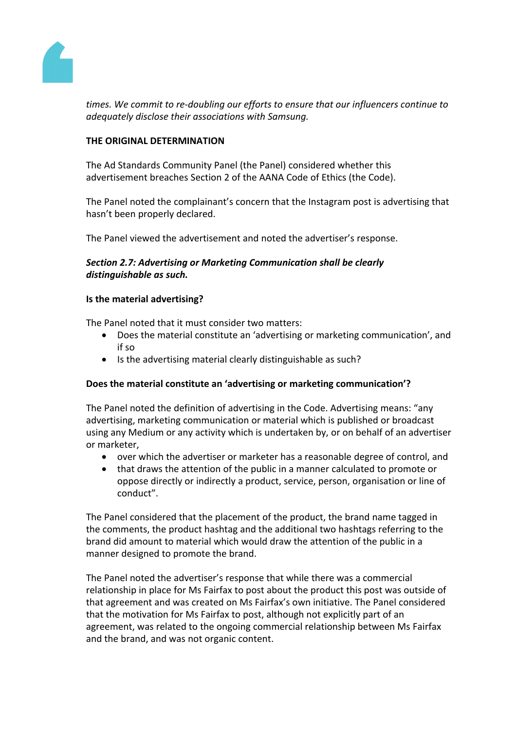*times. We commit to re-doubling our efforts to ensure that our influencers continue to adequately disclose their associations with Samsung.*

**THE ORIGINAL DETERMINATION**

The Ad Standards Community Panel (the Panel) considered whether this advertisement breaches Section 2 of the AANA Code of Ethics (the Code).

The Panel noted the complainant's concern that the Instagram post is advertising that hasn't been properly declared.

The Panel viewed the advertisement and noted the advertiser's response.

***Section 2.7: Advertising or Marketing Communication shall be clearly distinguishable as such.***

**Is the material advertising?**

The Panel noted that it must consider two matters:

- Does the material constitute an 'advertising or marketing communication', and if so
- Is the advertising material clearly distinguishable as such?

**Does the material constitute an 'advertising or marketing communication'?**

The Panel noted the definition of advertising in the Code. Advertising means: "any advertising, marketing communication or material which is published or broadcast using any Medium or any activity which is undertaken by, or on behalf of an advertiser or marketer,

- over which the advertiser or marketer has a reasonable degree of control, and
- that draws the attention of the public in a manner calculated to promote or oppose directly or indirectly a product, service, person, organisation or line of conduct".

The Panel considered that the placement of the product, the brand name tagged in the comments, the product hashtag and the additional two hashtags referring to the brand did amount to material which would draw the attention of the public in a manner designed to promote the brand.

The Panel noted the advertiser's response that while there was a commercial relationship in place for Ms Fairfax to post about the product this post was outside of that agreement and was created on Ms Fairfax's own initiative. The Panel considered that the motivation for Ms Fairfax to post, although not explicitly part of an agreement, was related to the ongoing commercial relationship between Ms Fairfax and the brand, and was not organic content.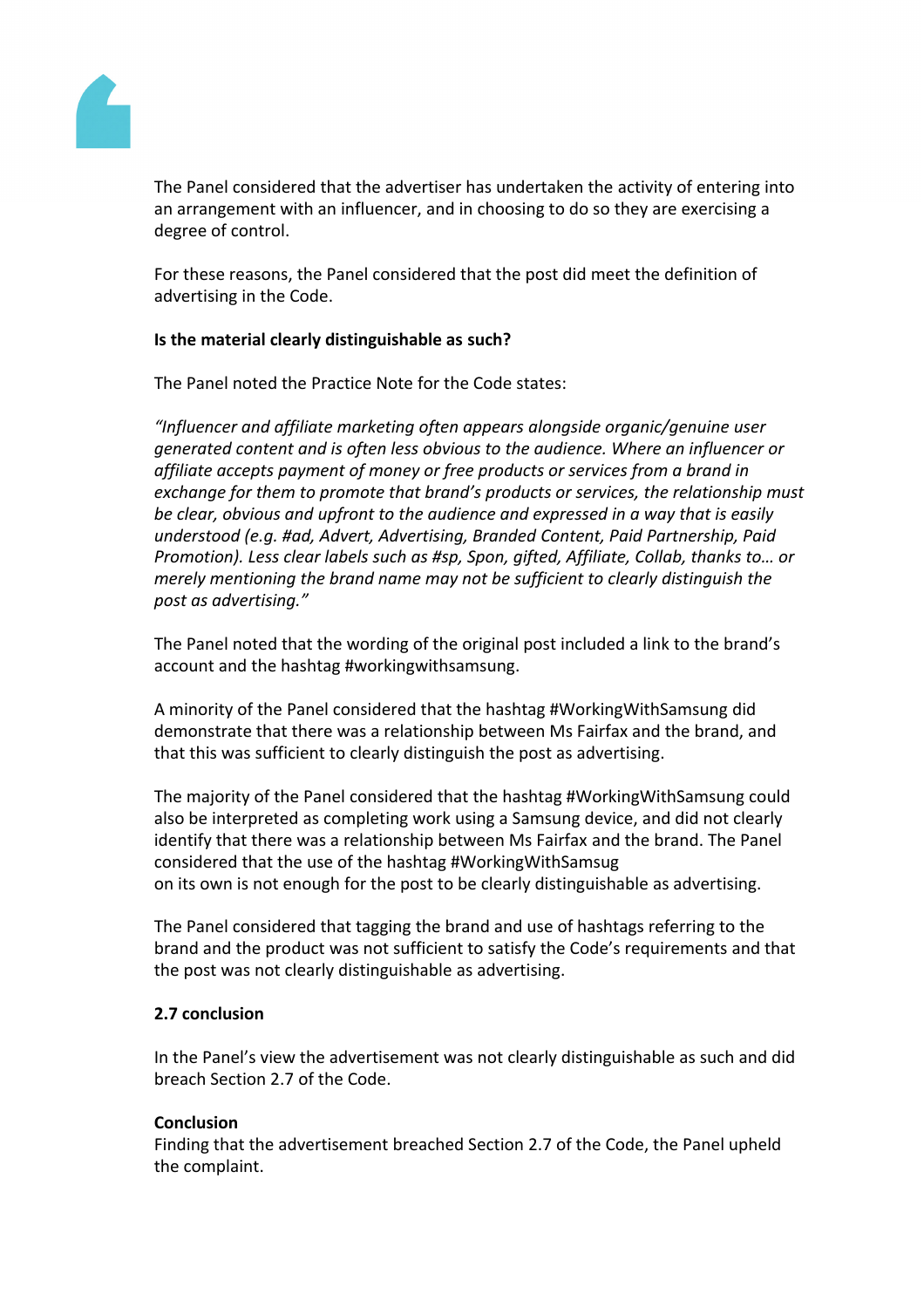The Panel considered that the advertiser has undertaken the activity of entering into an arrangement with an influencer, and in choosing to do so they are exercising a degree of control.

For these reasons, the Panel considered that the post did meet the definition of advertising in the Code.

**Is the material clearly distinguishable as such?**

The Panel noted the Practice Note for the Code states:

*"Influencer and affiliate marketing often appears alongside organic/genuine user generated content and is often less obvious to the audience. Where an influencer or affiliate accepts payment of money or free products or services from a brand in exchange for them to promote that brand's products or services, the relationship must be clear, obvious and upfront to the audience and expressed in a way that is easily understood (e.g. #ad, Advert, Advertising, Branded Content, Paid Partnership, Paid Promotion). Less clear labels such as #sp, Spon, gifted, Affiliate, Collab, thanks to… or merely mentioning the brand name may not be sufficient to clearly distinguish the post as advertising."*

The Panel noted that the wording of the original post included a link to the brand's account and the hashtag #workingwithsamsung.

A minority of the Panel considered that the hashtag #WorkingWithSamsung did demonstrate that there was a relationship between Ms Fairfax and the brand, and that this was sufficient to clearly distinguish the post as advertising.

The majority of the Panel considered that the hashtag #WorkingWithSamsung could also be interpreted as completing work using a Samsung device, and did not clearly identify that there was a relationship between Ms Fairfax and the brand. The Panel considered that the use of the hashtag #WorkingWithSamsug on its own is not enough for the post to be clearly distinguishable as advertising.

The Panel considered that tagging the brand and use of hashtags referring to the brand and the product was not sufficient to satisfy the Code's requirements and that the post was not clearly distinguishable as advertising.

**2.7 conclusion**

In the Panel's view the advertisement was not clearly distinguishable as such and did breach Section 2.7 of the Code.

**Conclusion**

Finding that the advertisement breached Section 2.7 of the Code, the Panel upheld the complaint.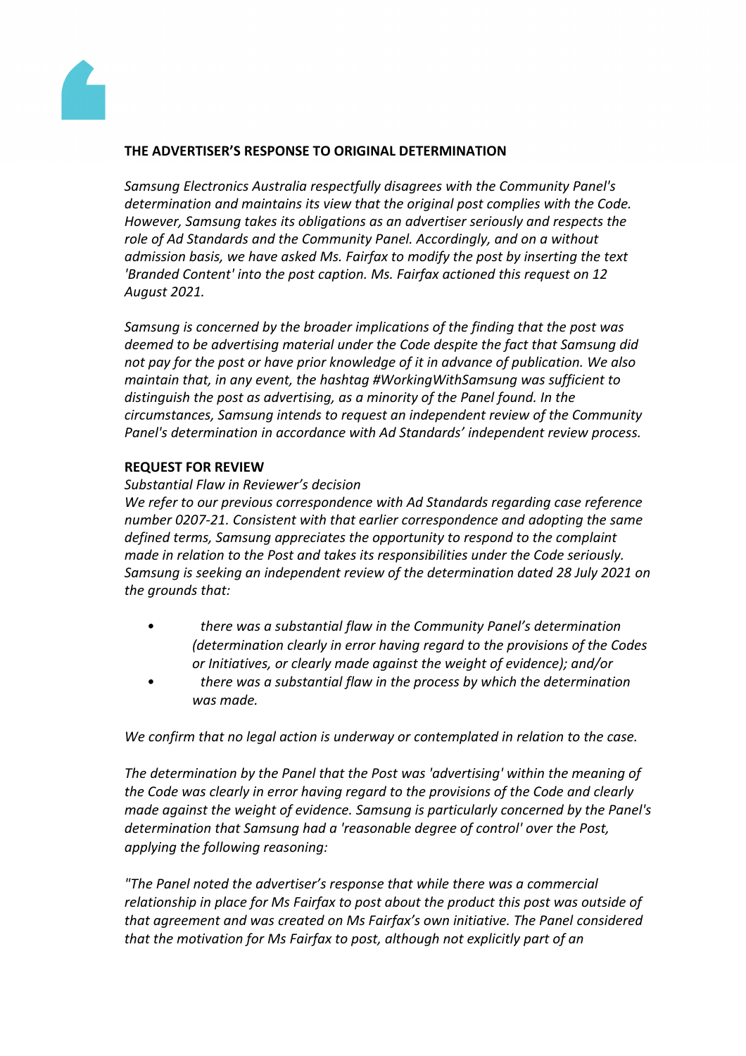**THE ADVERTISER'S RESPONSE TO ORIGINAL DETERMINATION**

*Samsung Electronics Australia respectfully disagrees with the Community Panel's determination and maintains its view that the original post complies with the Code. However, Samsung takes its obligations as an advertiser seriously and respects the role of Ad Standards and the Community Panel. Accordingly, and on a without admission basis, we have asked Ms. Fairfax to modify the post by inserting the text 'Branded Content' into the post caption. Ms. Fairfax actioned this request on 12 August 2021.*

*Samsung is concerned by the broader implications of the finding that the post was deemed to be advertising material under the Code despite the fact that Samsung did not pay for the post or have prior knowledge of it in advance of publication. We also maintain that, in any event, the hashtag #WorkingWithSamsung was sufficient to distinguish the post as advertising, as a minority of the Panel found. In the circumstances, Samsung intends to request an independent review of the Community Panel's determination in accordance with Ad Standards' independent review process.*

**REQUEST FOR REVIEW**

*Substantial Flaw in Reviewer's decision*

*We refer to our previous correspondence with Ad Standards regarding case reference number 0207-21. Consistent with that earlier correspondence and adopting the same defined terms, Samsung appreciates the opportunity to respond to the complaint made in relation to the Post and takes its responsibilities under the Code seriously. Samsung is seeking an independent review of the determination dated 28 July 2021 on the grounds that:*

- *there was a substantial flaw in the Community Panel's determination (determination clearly in error having regard to the provisions of the Codes or Initiatives, or clearly made against the weight of evidence); and/or*
- *there was a substantial flaw in the process by which the determination was made.*

*We confirm that no legal action is underway or contemplated in relation to the case.*

*The determination by the Panel that the Post was 'advertising' within the meaning of the Code was clearly in error having regard to the provisions of the Code and clearly made against the weight of evidence. Samsung is particularly concerned by the Panel's determination that Samsung had a 'reasonable degree of control' over the Post, applying the following reasoning:*

*"The Panel noted the advertiser's response that while there was a commercial relationship in place for Ms Fairfax to post about the product this post was outside of that agreement and was created on Ms Fairfax's own initiative. The Panel considered that the motivation for Ms Fairfax to post, although not explicitly part of an*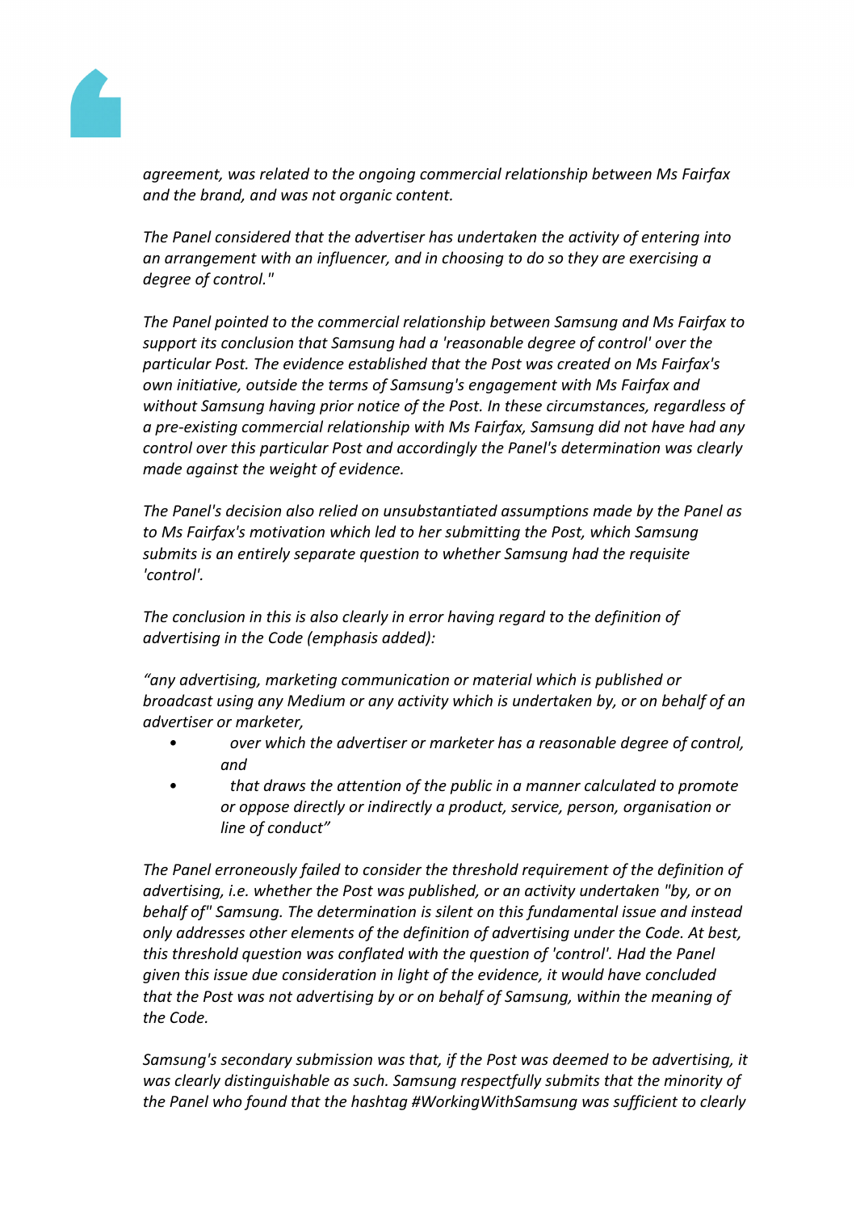*agreement, was related to the ongoing commercial relationship between Ms Fairfax and the brand, and was not organic content.*

*The Panel considered that the advertiser has undertaken the activity of entering into an arrangement with an influencer, and in choosing to do so they are exercising a degree of control."*

*The Panel pointed to the commercial relationship between Samsung and Ms Fairfax to support its conclusion that Samsung had a 'reasonable degree of control' over the particular Post. The evidence established that the Post was created on Ms Fairfax's own initiative, outside the terms of Samsung's engagement with Ms Fairfax and without Samsung having prior notice of the Post. In these circumstances, regardless of a pre-existing commercial relationship with Ms Fairfax, Samsung did not have had any control over this particular Post and accordingly the Panel's determination was clearly made against the weight of evidence.*

*The Panel's decision also relied on unsubstantiated assumptions made by the Panel as to Ms Fairfax's motivation which led to her submitting the Post, which Samsung submits is an entirely separate question to whether Samsung had the requisite 'control'.*

*The conclusion in this is also clearly in error having regard to the definition of advertising in the Code (emphasis added):*

*"any advertising, marketing communication or material which is published or broadcast using any Medium or any activity which is undertaken by, or on behalf of an advertiser or marketer,*

- *over which the advertiser or marketer has a reasonable degree of control, and*
- *that draws the attention of the public in a manner calculated to promote or oppose directly or indirectly a product, service, person, organisation or line of conduct"*

*The Panel erroneously failed to consider the threshold requirement of the definition of advertising, i.e. whether the Post was published, or an activity undertaken "by, or on behalf of" Samsung. The determination is silent on this fundamental issue and instead only addresses other elements of the definition of advertising under the Code. At best, this threshold question was conflated with the question of 'control'. Had the Panel given this issue due consideration in light of the evidence, it would have concluded that the Post was not advertising by or on behalf of Samsung, within the meaning of the Code.*

*Samsung's secondary submission was that, if the Post was deemed to be advertising, it was clearly distinguishable as such. Samsung respectfully submits that the minority of the Panel who found that the hashtag #WorkingWithSamsung was sufficient to clearly*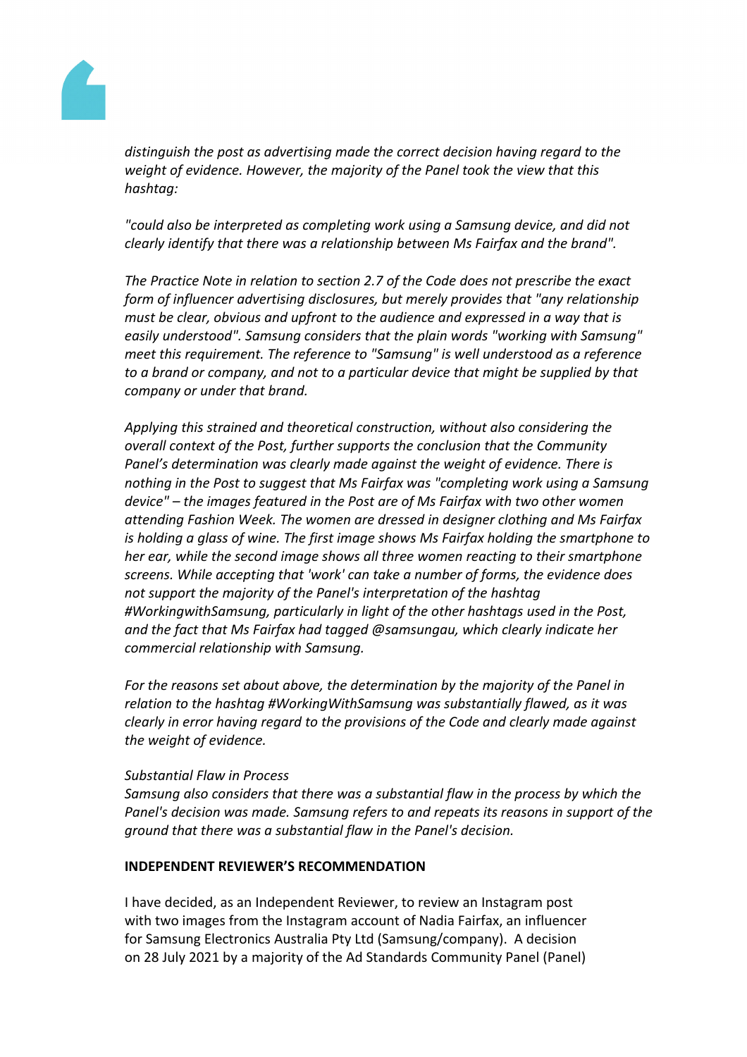*distinguish the post as advertising made the correct decision having regard to the weight of evidence. However, the majority of the Panel took the view that this hashtag:*

*"could also be interpreted as completing work using a Samsung device, and did not clearly identify that there was a relationship between Ms Fairfax and the brand".*

*The Practice Note in relation to section 2.7 of the Code does not prescribe the exact form of influencer advertising disclosures, but merely provides that "any relationship must be clear, obvious and upfront to the audience and expressed in a way that is easily understood". Samsung considers that the plain words "working with Samsung" meet this requirement. The reference to "Samsung" is well understood as a reference to a brand or company, and not to a particular device that might be supplied by that company or under that brand.*

*Applying this strained and theoretical construction, without also considering the overall context of the Post, further supports the conclusion that the Community Panel's determination was clearly made against the weight of evidence. There is nothing in the Post to suggest that Ms Fairfax was "completing work using a Samsung device" – the images featured in the Post are of Ms Fairfax with two other women attending Fashion Week. The women are dressed in designer clothing and Ms Fairfax is holding a glass of wine. The first image shows Ms Fairfax holding the smartphone to her ear, while the second image shows all three women reacting to their smartphone screens. While accepting that 'work' can take a number of forms, the evidence does not support the majority of the Panel's interpretation of the hashtag #WorkingwithSamsung, particularly in light of the other hashtags used in the Post, and the fact that Ms Fairfax had tagged @samsungau, which clearly indicate her commercial relationship with Samsung.*

*For the reasons set about above, the determination by the majority of the Panel in relation to the hashtag #WorkingWithSamsung was substantially flawed, as it was clearly in error having regard to the provisions of the Code and clearly made against the weight of evidence.*

*Substantial Flaw in Process*
*Samsung also considers that there was a substantial flaw in the process by which the Panel's decision was made. Samsung refers to and repeats its reasons in support of the ground that there was a substantial flaw in the Panel's decision.*

**INDEPENDENT REVIEWER'S RECOMMENDATION**

I have decided, as an Independent Reviewer, to review an Instagram post with two images from the Instagram account of Nadia Fairfax, an influencer for Samsung Electronics Australia Pty Ltd (Samsung/company). A decision on 28 July 2021 by a majority of the Ad Standards Community Panel (Panel)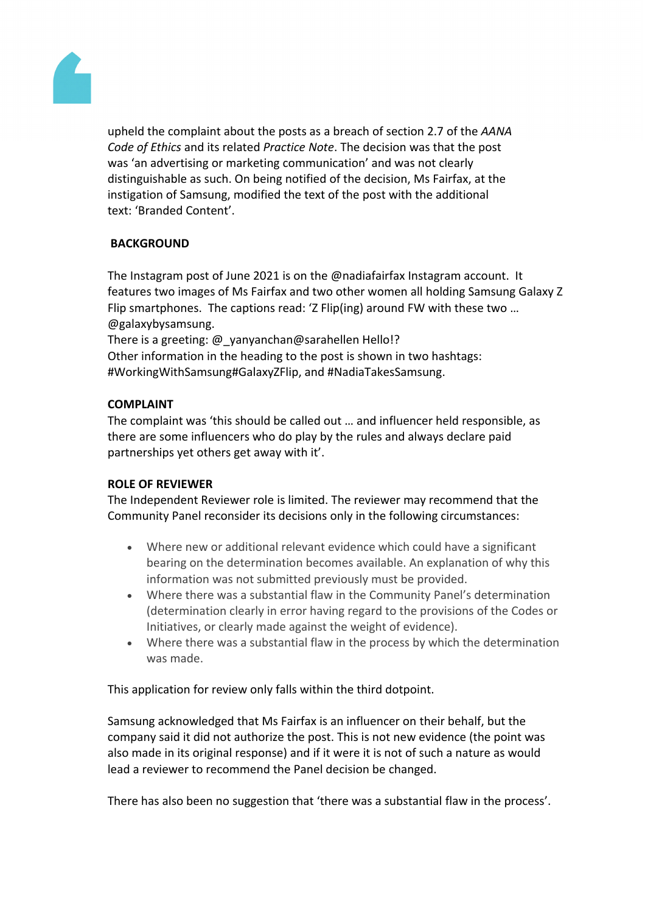upheld the complaint about the posts as a breach of section 2.7 of the *AANA Code of Ethics* and its related *Practice Note*. The decision was that the post was 'an advertising or marketing communication' and was not clearly distinguishable as such. On being notified of the decision, Ms Fairfax, at the instigation of Samsung, modified the text of the post with the additional text: 'Branded Content'.

**BACKGROUND**

The Instagram post of June 2021 is on the @nadiafairfax Instagram account. It features two images of Ms Fairfax and two other women all holding Samsung Galaxy Z Flip smartphones. The captions read: 'Z Flip(ing) around FW with these two … @galaxybysamsung.
There is a greeting: @_yanyanchan@sarahellen Hello!?
Other information in the heading to the post is shown in two hashtags: #WorkingWithSamsung#GalaxyZFlip, and #NadiaTakesSamsung.

**COMPLAINT**

The complaint was 'this should be called out … and influencer held responsible, as there are some influencers who do play by the rules and always declare paid partnerships yet others get away with it'.

**ROLE OF REVIEWER**

The Independent Reviewer role is limited. The reviewer may recommend that the Community Panel reconsider its decisions only in the following circumstances:

- Where new or additional relevant evidence which could have a significant bearing on the determination becomes available. An explanation of why this information was not submitted previously must be provided.
- Where there was a substantial flaw in the Community Panel's determination (determination clearly in error having regard to the provisions of the Codes or Initiatives, or clearly made against the weight of evidence).
- Where there was a substantial flaw in the process by which the determination was made.

This application for review only falls within the third dotpoint.

Samsung acknowledged that Ms Fairfax is an influencer on their behalf, but the company said it did not authorize the post. This is not new evidence (the point was also made in its original response) and if it were it is not of such a nature as would lead a reviewer to recommend the Panel decision be changed.

There has also been no suggestion that 'there was a substantial flaw in the process'.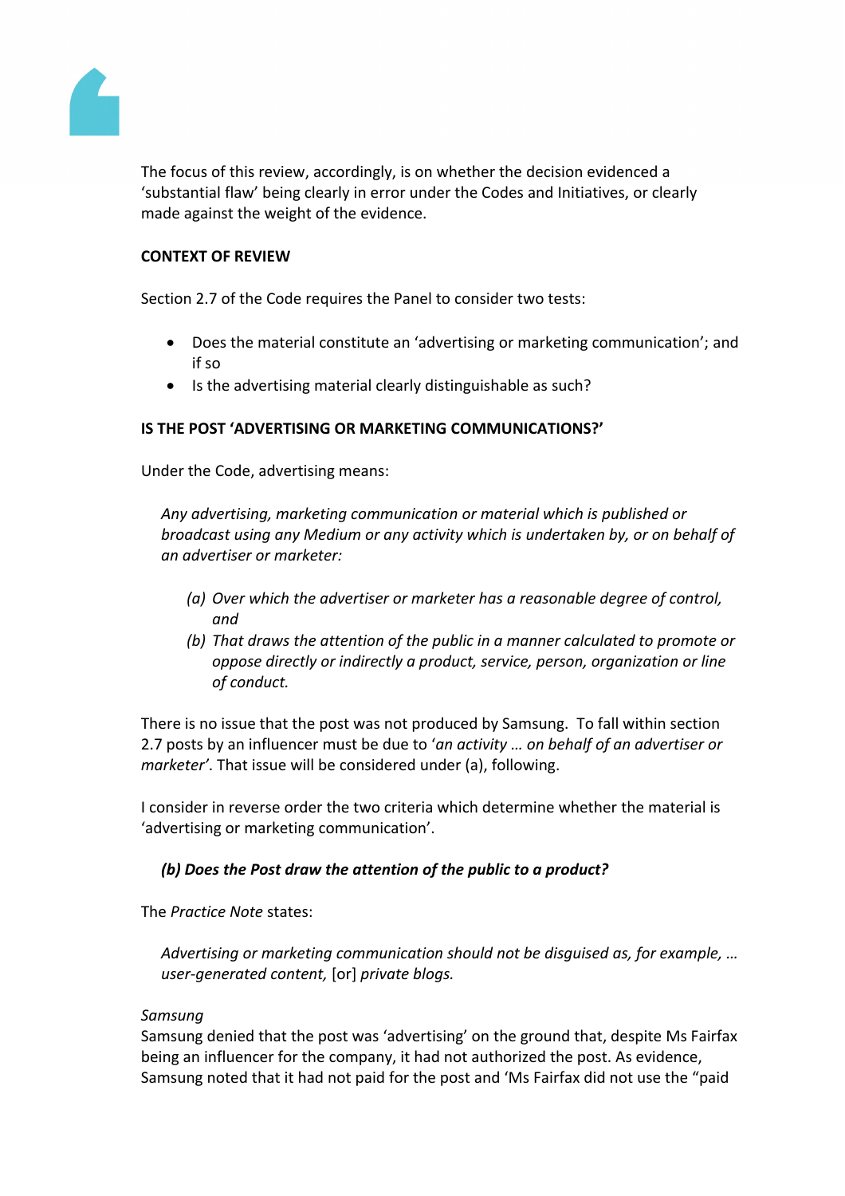The focus of this review, accordingly, is on whether the decision evidenced a 'substantial flaw' being clearly in error under the Codes and Initiatives, or clearly made against the weight of the evidence.

**CONTEXT OF REVIEW**

Section 2.7 of the Code requires the Panel to consider two tests:

- Does the material constitute an 'advertising or marketing communication'; and if so
- Is the advertising material clearly distinguishable as such?

**IS THE POST 'ADVERTISING OR MARKETING COMMUNICATIONS?'**

Under the Code, advertising means:

> *Any advertising, marketing communication or material which is published or broadcast using any Medium or any activity which is undertaken by, or on behalf of an advertiser or marketer:*
>
> *(a) Over which the advertiser or marketer has a reasonable degree of control, and*
>
> *(b) That draws the attention of the public in a manner calculated to promote or oppose directly or indirectly a product, service, person, organization or line of conduct.*

There is no issue that the post was not produced by Samsung. To fall within section 2.7 posts by an influencer must be due to '*an activity … on behalf of an advertiser or marketer*'. That issue will be considered under (a), following.

I consider in reverse order the two criteria which determine whether the material is 'advertising or marketing communication'.

***(b) Does the Post draw the attention of the public to a product?***

The *Practice Note* states:

> *Advertising or marketing communication should not be disguised as, for example, … user-generated content,* [or] *private blogs.*

*Samsung*

Samsung denied that the post was 'advertising' on the ground that, despite Ms Fairfax being an influencer for the company, it had not authorized the post. As evidence, Samsung noted that it had not paid for the post and 'Ms Fairfax did not use the "paid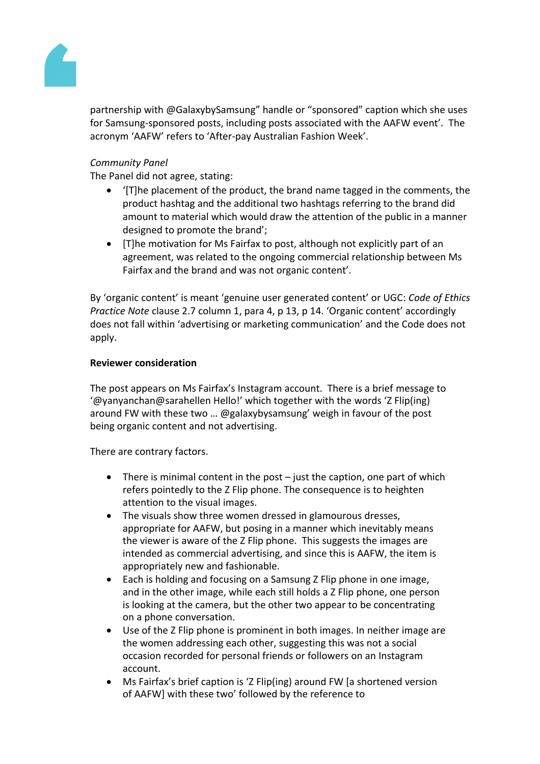partnership with @GalaxybySamsung" handle or "sponsored" caption which she uses for Samsung-sponsored posts, including posts associated with the AAFW event'. The acronym 'AAFW' refers to 'After-pay Australian Fashion Week'.

*Community Panel*
The Panel did not agree, stating:

- '[T]he placement of the product, the brand name tagged in the comments, the product hashtag and the additional two hashtags referring to the brand did amount to material which would draw the attention of the public in a manner designed to promote the brand';
- [T]he motivation for Ms Fairfax to post, although not explicitly part of an agreement, was related to the ongoing commercial relationship between Ms Fairfax and the brand and was not organic content'.

By 'organic content' is meant 'genuine user generated content' or UGC: *Code of Ethics Practice Note* clause 2.7 column 1, para 4, p 13, p 14. 'Organic content' accordingly does not fall within 'advertising or marketing communication' and the Code does not apply.

**Reviewer consideration**

The post appears on Ms Fairfax's Instagram account. There is a brief message to '@yanyanchan@sarahellen Hello!' which together with the words 'Z Flip(ing) around FW with these two … @galaxybysamsung' weigh in favour of the post being organic content and not advertising.

There are contrary factors.

- There is minimal content in the post – just the caption, one part of which refers pointedly to the Z Flip phone. The consequence is to heighten attention to the visual images.
- The visuals show three women dressed in glamourous dresses, appropriate for AAFW, but posing in a manner which inevitably means the viewer is aware of the Z Flip phone. This suggests the images are intended as commercial advertising, and since this is AAFW, the item is appropriately new and fashionable.
- Each is holding and focusing on a Samsung Z Flip phone in one image, and in the other image, while each still holds a Z Flip phone, one person is looking at the camera, but the other two appear to be concentrating on a phone conversation.
- Use of the Z Flip phone is prominent in both images. In neither image are the women addressing each other, suggesting this was not a social occasion recorded for personal friends or followers on an Instagram account.
- Ms Fairfax's brief caption is 'Z Flip(ing) around FW [a shortened version of AAFW] with these two' followed by the reference to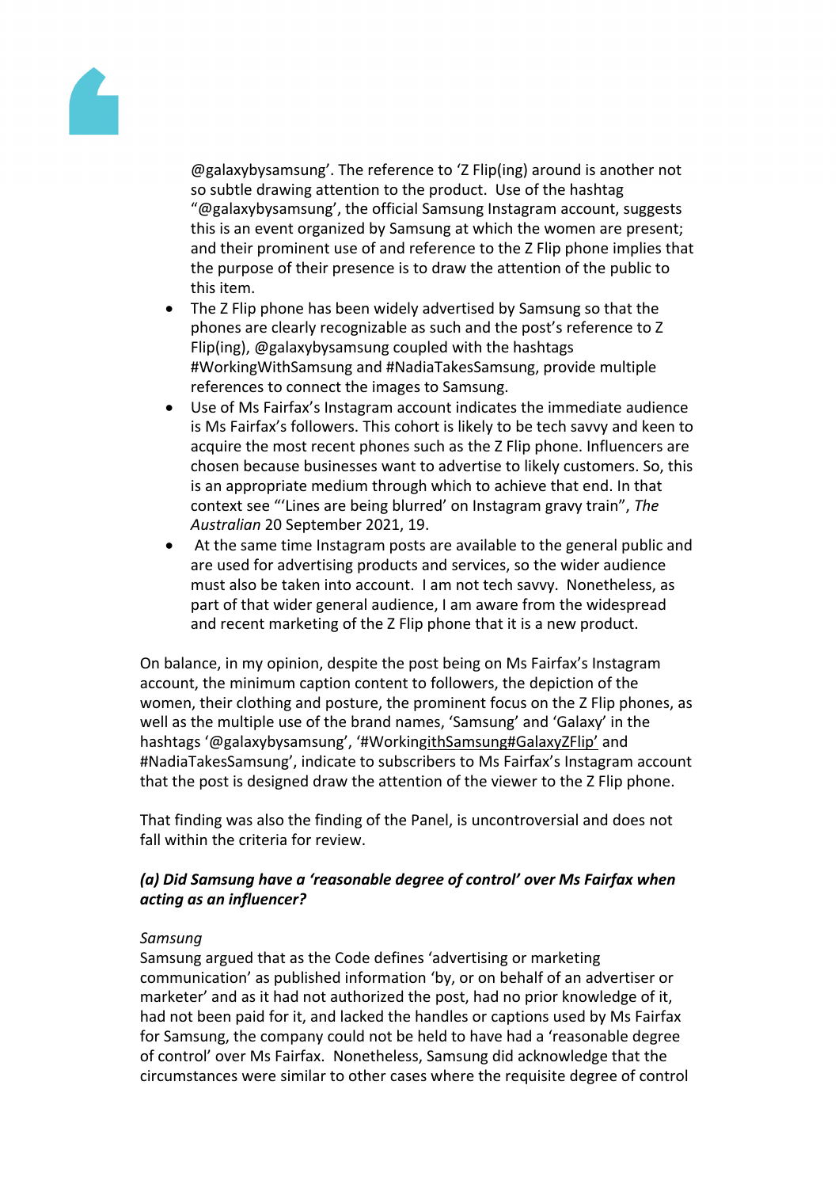@galaxybysamsung'. The reference to 'Z Flip(ing) around is another not so subtle drawing attention to the product. Use of the hashtag "@galaxybysamsung", the official Samsung Instagram account, suggests this is an event organized by Samsung at which the women are present; and their prominent use of and reference to the Z Flip phone implies that the purpose of their presence is to draw the attention of the public to this item.

- The Z Flip phone has been widely advertised by Samsung so that the phones are clearly recognizable as such and the post's reference to Z Flip(ing), @galaxybysamsung coupled with the hashtags #WorkingWithSamsung and #NadiaTakesSamsung, provide multiple references to connect the images to Samsung.
- Use of Ms Fairfax's Instagram account indicates the immediate audience is Ms Fairfax's followers. This cohort is likely to be tech savvy and keen to acquire the most recent phones such as the Z Flip phone. Influencers are chosen because businesses want to advertise to likely customers. So, this is an appropriate medium through which to achieve that end. In that context see "'Lines are being blurred' on Instagram gravy train", *The Australian* 20 September 2021, 19.
- At the same time Instagram posts are available to the general public and are used for advertising products and services, so the wider audience must also be taken into account. I am not tech savvy. Nonetheless, as part of that wider general audience, I am aware from the widespread and recent marketing of the Z Flip phone that it is a new product.

On balance, in my opinion, despite the post being on Ms Fairfax's Instagram account, the minimum caption content to followers, the depiction of the women, their clothing and posture, the prominent focus on the Z Flip phones, as well as the multiple use of the brand names, 'Samsung' and 'Galaxy' in the hashtags '@galaxybysamsung', '#WorkingithSamsung#GalaxyZFlip' and #NadiaTakesSamsung', indicate to subscribers to Ms Fairfax's Instagram account that the post is designed draw the attention of the viewer to the Z Flip phone.

That finding was also the finding of the Panel, is uncontroversial and does not fall within the criteria for review.

***(a) Did Samsung have a 'reasonable degree of control' over Ms Fairfax when acting as an influencer?***

*Samsung*

Samsung argued that as the Code defines 'advertising or marketing communication' as published information 'by, or on behalf of an advertiser or marketer' and as it had not authorized the post, had no prior knowledge of it, had not been paid for it, and lacked the handles or captions used by Ms Fairfax for Samsung, the company could not be held to have had a 'reasonable degree of control' over Ms Fairfax. Nonetheless, Samsung did acknowledge that the circumstances were similar to other cases where the requisite degree of control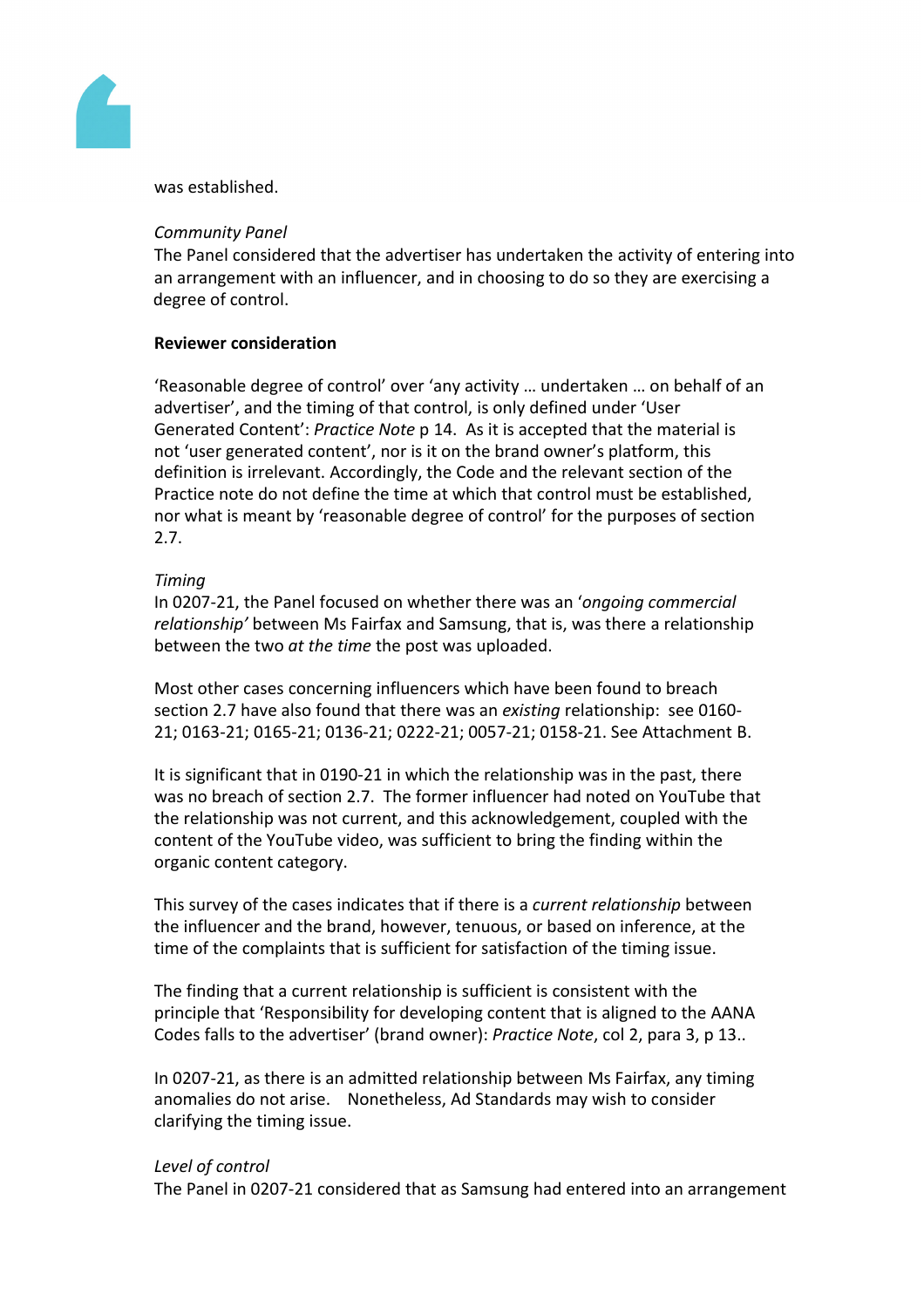was established.

*Community Panel*
The Panel considered that the advertiser has undertaken the activity of entering into an arrangement with an influencer, and in choosing to do so they are exercising a degree of control.

**Reviewer consideration**

'Reasonable degree of control' over 'any activity … undertaken … on behalf of an advertiser', and the timing of that control, is only defined under 'User Generated Content': *Practice Note* p 14. As it is accepted that the material is not 'user generated content', nor is it on the brand owner's platform, this definition is irrelevant. Accordingly, the Code and the relevant section of the Practice note do not define the time at which that control must be established, nor what is meant by 'reasonable degree of control' for the purposes of section 2.7.

*Timing*
In 0207-21, the Panel focused on whether there was an '*ongoing commercial relationship'* between Ms Fairfax and Samsung, that is, was there a relationship between the two *at the time* the post was uploaded.

Most other cases concerning influencers which have been found to breach section 2.7 have also found that there was an *existing* relationship: see 0160-21; 0163-21; 0165-21; 0136-21; 0222-21; 0057-21; 0158-21. See Attachment B.

It is significant that in 0190-21 in which the relationship was in the past, there was no breach of section 2.7. The former influencer had noted on YouTube that the relationship was not current, and this acknowledgement, coupled with the content of the YouTube video, was sufficient to bring the finding within the organic content category.

This survey of the cases indicates that if there is a *current relationship* between the influencer and the brand, however, tenuous, or based on inference, at the time of the complaints that is sufficient for satisfaction of the timing issue.

The finding that a current relationship is sufficient is consistent with the principle that 'Responsibility for developing content that is aligned to the AANA Codes falls to the advertiser' (brand owner): *Practice Note*, col 2, para 3, p 13..

In 0207-21, as there is an admitted relationship between Ms Fairfax, any timing anomalies do not arise. Nonetheless, Ad Standards may wish to consider clarifying the timing issue.

*Level of control*
The Panel in 0207-21 considered that as Samsung had entered into an arrangement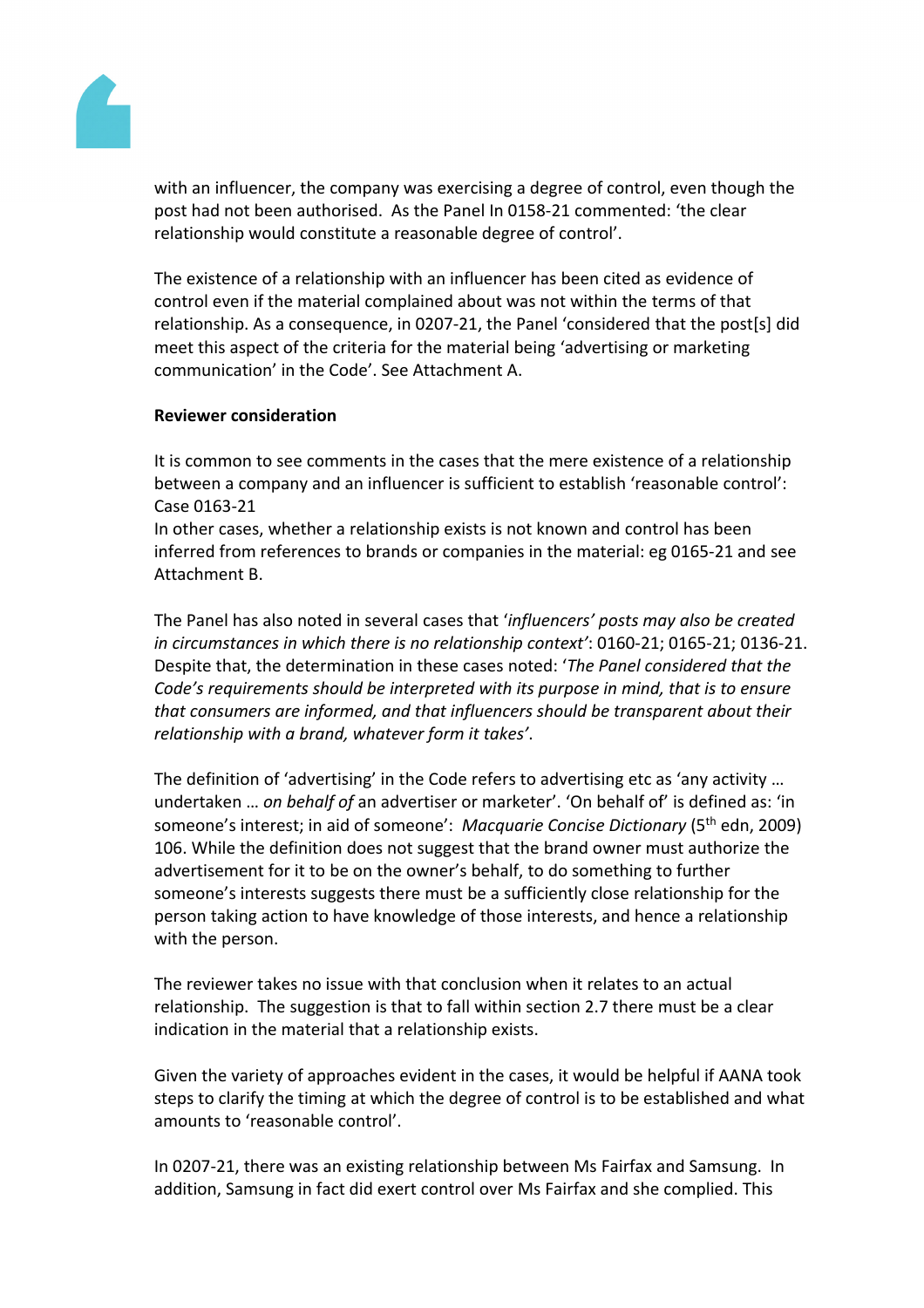with an influencer, the company was exercising a degree of control, even though the post had not been authorised. As the Panel In 0158-21 commented: 'the clear relationship would constitute a reasonable degree of control'.

The existence of a relationship with an influencer has been cited as evidence of control even if the material complained about was not within the terms of that relationship. As a consequence, in 0207-21, the Panel 'considered that the post[s] did meet this aspect of the criteria for the material being 'advertising or marketing communication' in the Code'. See Attachment A.

**Reviewer consideration**

It is common to see comments in the cases that the mere existence of a relationship between a company and an influencer is sufficient to establish 'reasonable control': Case 0163-21
In other cases, whether a relationship exists is not known and control has been inferred from references to brands or companies in the material: eg 0165-21 and see Attachment B.

The Panel has also noted in several cases that '*influencers' posts may also be created in circumstances in which there is no relationship context*': 0160-21; 0165-21; 0136-21. Despite that, the determination in these cases noted: '*The Panel considered that the Code's requirements should be interpreted with its purpose in mind, that is to ensure that consumers are informed, and that influencers should be transparent about their relationship with a brand, whatever form it takes*'.

The definition of 'advertising' in the Code refers to advertising etc as 'any activity … undertaken … *on behalf of* an advertiser or marketer'. 'On behalf of' is defined as: 'in someone's interest; in aid of someone': *Macquarie Concise Dictionary* (5th edn, 2009) 106. While the definition does not suggest that the brand owner must authorize the advertisement for it to be on the owner's behalf, to do something to further someone's interests suggests there must be a sufficiently close relationship for the person taking action to have knowledge of those interests, and hence a relationship with the person.

The reviewer takes no issue with that conclusion when it relates to an actual relationship. The suggestion is that to fall within section 2.7 there must be a clear indication in the material that a relationship exists.

Given the variety of approaches evident in the cases, it would be helpful if AANA took steps to clarify the timing at which the degree of control is to be established and what amounts to 'reasonable control'.

In 0207-21, there was an existing relationship between Ms Fairfax and Samsung. In addition, Samsung in fact did exert control over Ms Fairfax and she complied. This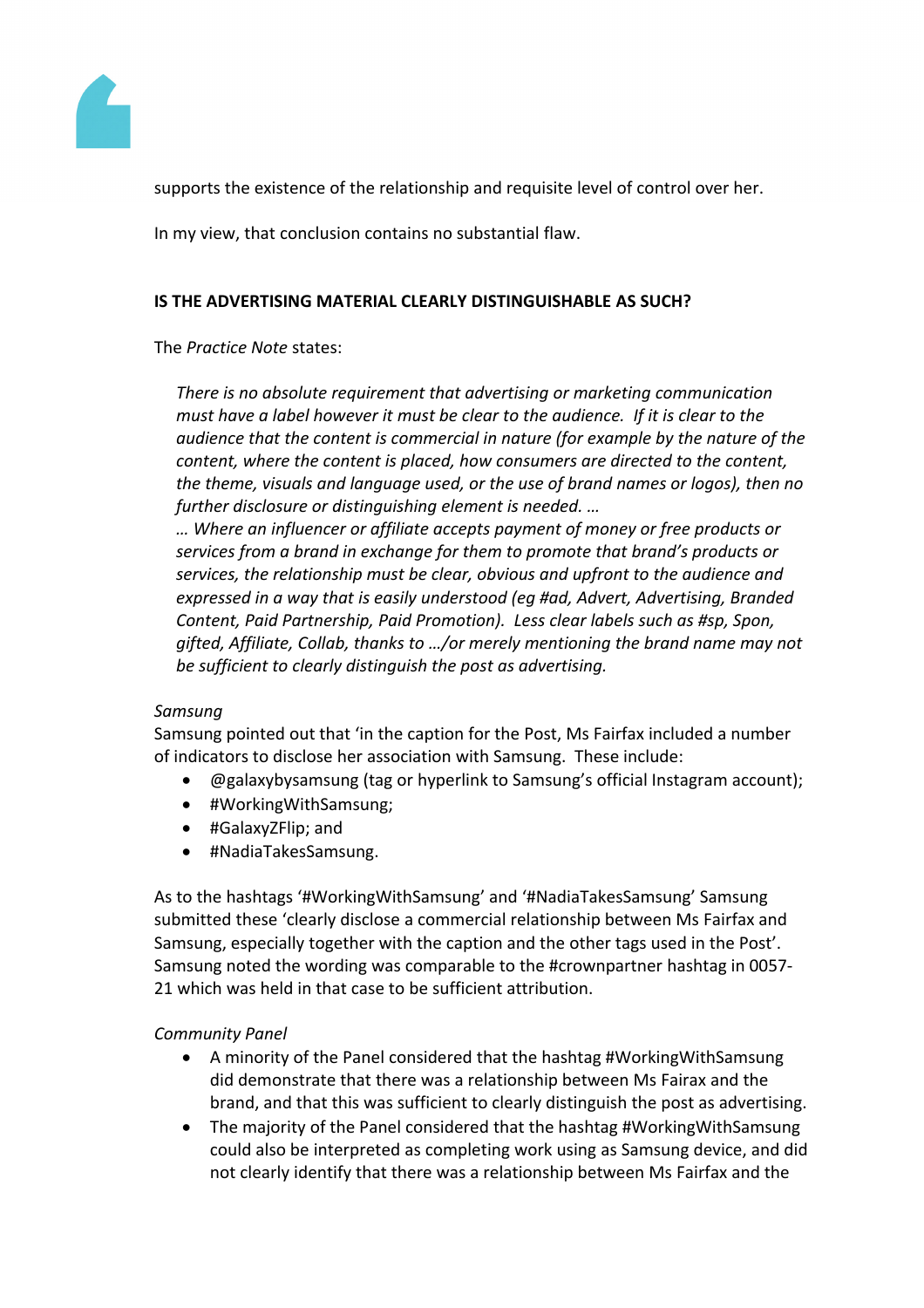supports the existence of the relationship and requisite level of control over her.

In my view, that conclusion contains no substantial flaw.

**IS THE ADVERTISING MATERIAL CLEARLY DISTINGUISHABLE AS SUCH?**

The *Practice Note* states:

> *There is no absolute requirement that advertising or marketing communication must have a label however it must be clear to the audience. If it is clear to the audience that the content is commercial in nature (for example by the nature of the content, where the content is placed, how consumers are directed to the content, the theme, visuals and language used, or the use of brand names or logos), then no further disclosure or distinguishing element is needed. …*
> *… Where an influencer or affiliate accepts payment of money or free products or services from a brand in exchange for them to promote that brand's products or services, the relationship must be clear, obvious and upfront to the audience and expressed in a way that is easily understood (eg #ad, Advert, Advertising, Branded Content, Paid Partnership, Paid Promotion). Less clear labels such as #sp, Spon, gifted, Affiliate, Collab, thanks to …/or merely mentioning the brand name may not be sufficient to clearly distinguish the post as advertising.*

*Samsung*

Samsung pointed out that 'in the caption for the Post, Ms Fairfax included a number of indicators to disclose her association with Samsung. These include:

- @galaxybysamsung (tag or hyperlink to Samsung's official Instagram account);
- #WorkingWithSamsung;
- #GalaxyZFlip; and
- #NadiaTakesSamsung.

As to the hashtags '#WorkingWithSamsung' and '#NadiaTakesSamsung' Samsung submitted these 'clearly disclose a commercial relationship between Ms Fairfax and Samsung, especially together with the caption and the other tags used in the Post'. Samsung noted the wording was comparable to the #crownpartner hashtag in 0057-21 which was held in that case to be sufficient attribution.

*Community Panel*

- A minority of the Panel considered that the hashtag #WorkingWithSamsung did demonstrate that there was a relationship between Ms Fairax and the brand, and that this was sufficient to clearly distinguish the post as advertising.
- The majority of the Panel considered that the hashtag #WorkingWithSamsung could also be interpreted as completing work using as Samsung device, and did not clearly identify that there was a relationship between Ms Fairfax and the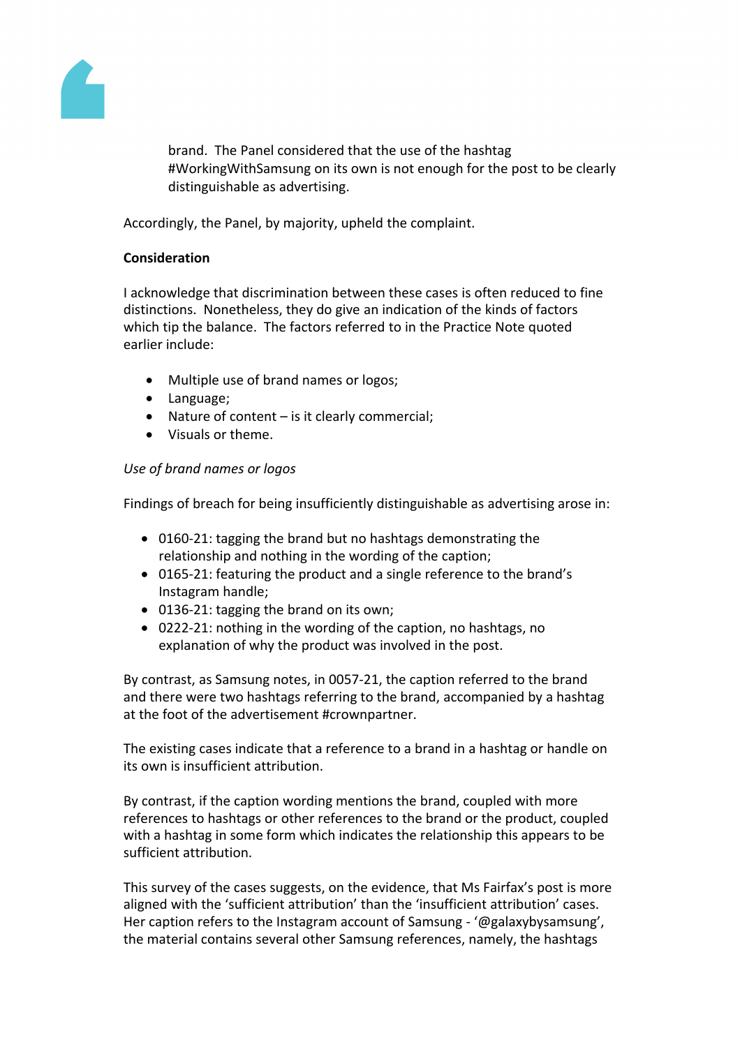brand. The Panel considered that the use of the hashtag #WorkingWithSamsung on its own is not enough for the post to be clearly distinguishable as advertising.

Accordingly, the Panel, by majority, upheld the complaint.

**Consideration**

I acknowledge that discrimination between these cases is often reduced to fine distinctions. Nonetheless, they do give an indication of the kinds of factors which tip the balance. The factors referred to in the Practice Note quoted earlier include:

- Multiple use of brand names or logos;
- Language;
- Nature of content – is it clearly commercial;
- Visuals or theme.

*Use of brand names or logos*

Findings of breach for being insufficiently distinguishable as advertising arose in:

- 0160-21: tagging the brand but no hashtags demonstrating the relationship and nothing in the wording of the caption;
- 0165-21: featuring the product and a single reference to the brand's Instagram handle;
- 0136-21: tagging the brand on its own;
- 0222-21: nothing in the wording of the caption, no hashtags, no explanation of why the product was involved in the post.

By contrast, as Samsung notes, in 0057-21, the caption referred to the brand and there were two hashtags referring to the brand, accompanied by a hashtag at the foot of the advertisement #crownpartner.

The existing cases indicate that a reference to a brand in a hashtag or handle on its own is insufficient attribution.

By contrast, if the caption wording mentions the brand, coupled with more references to hashtags or other references to the brand or the product, coupled with a hashtag in some form which indicates the relationship this appears to be sufficient attribution.

This survey of the cases suggests, on the evidence, that Ms Fairfax's post is more aligned with the 'sufficient attribution' than the 'insufficient attribution' cases. Her caption refers to the Instagram account of Samsung - '@galaxybysamsung', the material contains several other Samsung references, namely, the hashtags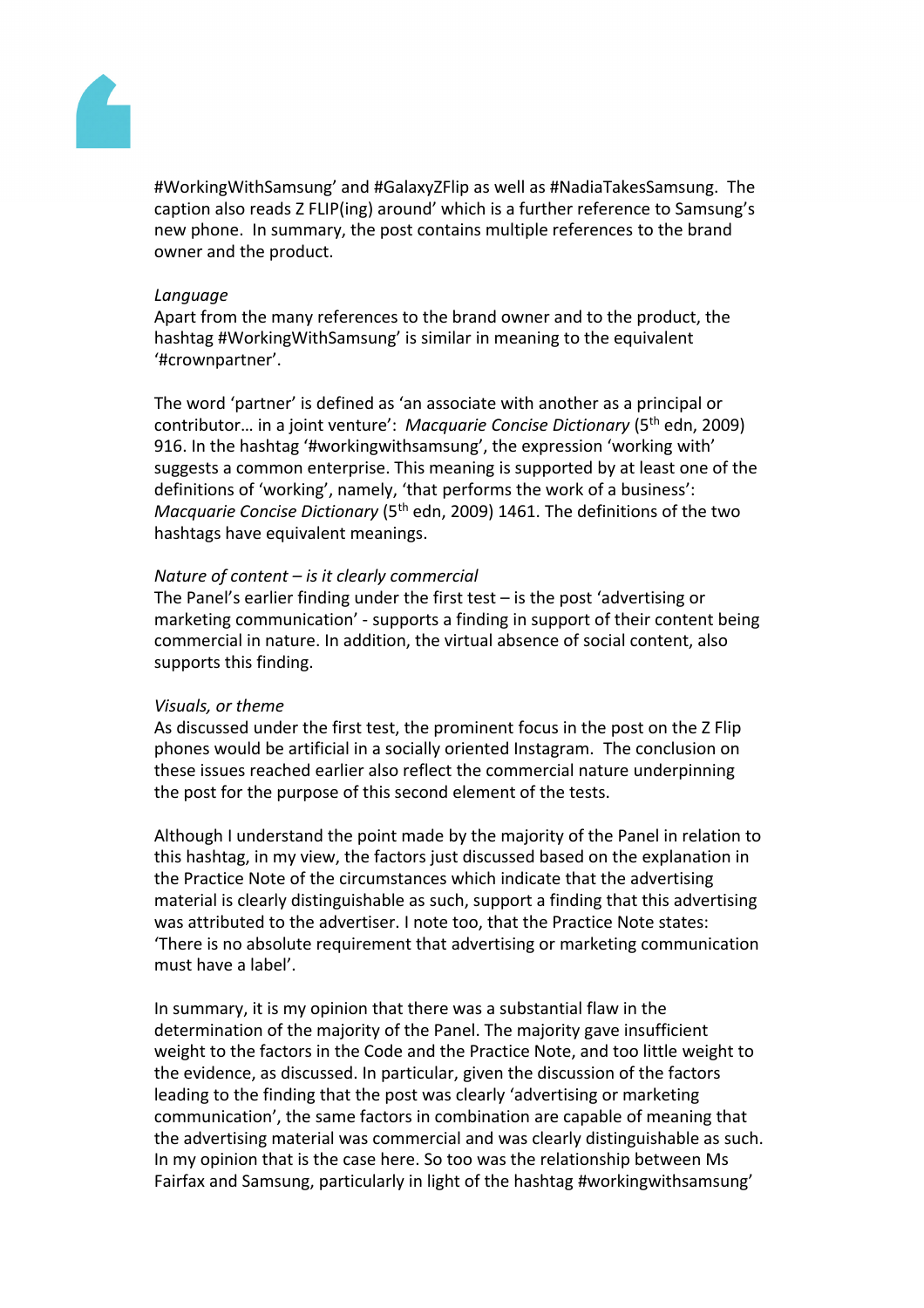#WorkingWithSamsung' and #GalaxyZFlip as well as #NadiaTakesSamsung. The caption also reads Z FLIP(ing) around' which is a further reference to Samsung's new phone. In summary, the post contains multiple references to the brand owner and the product.

*Language*
Apart from the many references to the brand owner and to the product, the hashtag #WorkingWithSamsung' is similar in meaning to the equivalent '#crownpartner'.

The word 'partner' is defined as 'an associate with another as a principal or contributor… in a joint venture': *Macquarie Concise Dictionary* (5th edn, 2009) 916. In the hashtag '#workingwithsamsung', the expression 'working with' suggests a common enterprise. This meaning is supported by at least one of the definitions of 'working', namely, 'that performs the work of a business': *Macquarie Concise Dictionary* (5th edn, 2009) 1461. The definitions of the two hashtags have equivalent meanings.

*Nature of content – is it clearly commercial*
The Panel's earlier finding under the first test – is the post 'advertising or marketing communication' - supports a finding in support of their content being commercial in nature. In addition, the virtual absence of social content, also supports this finding.

*Visuals, or theme*
As discussed under the first test, the prominent focus in the post on the Z Flip phones would be artificial in a socially oriented Instagram. The conclusion on these issues reached earlier also reflect the commercial nature underpinning the post for the purpose of this second element of the tests.

Although I understand the point made by the majority of the Panel in relation to this hashtag, in my view, the factors just discussed based on the explanation in the Practice Note of the circumstances which indicate that the advertising material is clearly distinguishable as such, support a finding that this advertising was attributed to the advertiser. I note too, that the Practice Note states: 'There is no absolute requirement that advertising or marketing communication must have a label'.

In summary, it is my opinion that there was a substantial flaw in the determination of the majority of the Panel. The majority gave insufficient weight to the factors in the Code and the Practice Note, and too little weight to the evidence, as discussed. In particular, given the discussion of the factors leading to the finding that the post was clearly 'advertising or marketing communication', the same factors in combination are capable of meaning that the advertising material was commercial and was clearly distinguishable as such. In my opinion that is the case here. So too was the relationship between Ms Fairfax and Samsung, particularly in light of the hashtag #workingwithsamsung'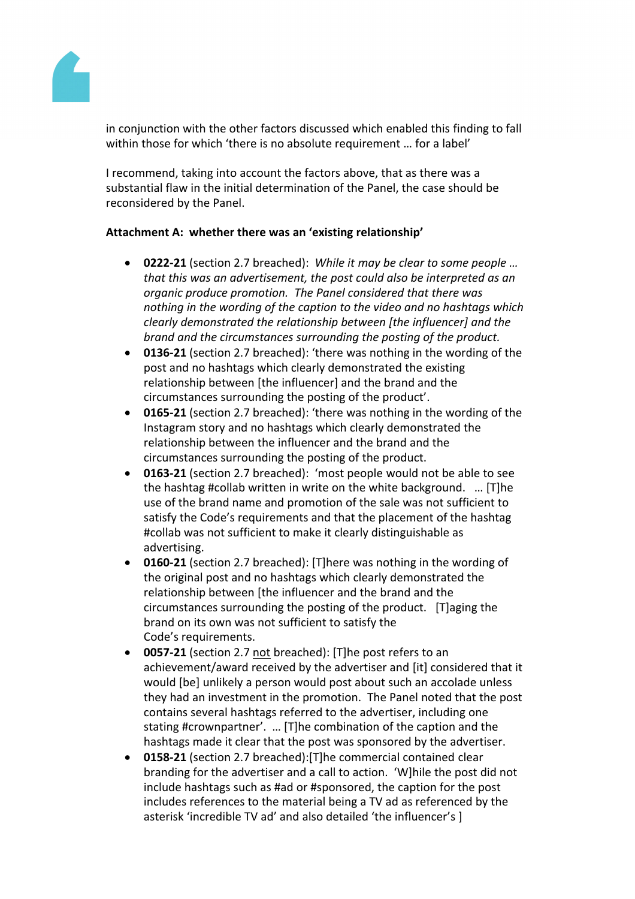in conjunction with the other factors discussed which enabled this finding to fall within those for which 'there is no absolute requirement … for a label'

I recommend, taking into account the factors above, that as there was a substantial flaw in the initial determination of the Panel, the case should be reconsidered by the Panel.

**Attachment A: whether there was an 'existing relationship'**

- **0222-21** (section 2.7 breached): *While it may be clear to some people … that this was an advertisement, the post could also be interpreted as an organic produce promotion. The Panel considered that there was nothing in the wording of the caption to the video and no hashtags which clearly demonstrated the relationship between [the influencer] and the brand and the circumstances surrounding the posting of the product.*
- **0136-21** (section 2.7 breached): 'there was nothing in the wording of the post and no hashtags which clearly demonstrated the existing relationship between [the influencer] and the brand and the circumstances surrounding the posting of the product'.
- **0165-21** (section 2.7 breached): 'there was nothing in the wording of the Instagram story and no hashtags which clearly demonstrated the relationship between the influencer and the brand and the circumstances surrounding the posting of the product.
- **0163-21** (section 2.7 breached): 'most people would not be able to see the hashtag #collab written in write on the white background. … [T]he use of the brand name and promotion of the sale was not sufficient to satisfy the Code's requirements and that the placement of the hashtag #collab was not sufficient to make it clearly distinguishable as advertising.
- **0160-21** (section 2.7 breached): [T]here was nothing in the wording of the original post and no hashtags which clearly demonstrated the relationship between [the influencer and the brand and the circumstances surrounding the posting of the product. [T]aging the brand on its own was not sufficient to satisfy the Code's requirements.
- **0057-21** (section 2.7 <u>not</u> breached): [T]he post refers to an achievement/award received by the advertiser and [it] considered that it would [be] unlikely a person would post about such an accolade unless they had an investment in the promotion. The Panel noted that the post contains several hashtags referred to the advertiser, including one stating #crownpartner'. … [T]he combination of the caption and the hashtags made it clear that the post was sponsored by the advertiser.
- **0158-21** (section 2.7 breached):[T]he commercial contained clear branding for the advertiser and a call to action. 'W]hile the post did not include hashtags such as #ad or #sponsored, the caption for the post includes references to the material being a TV ad as referenced by the asterisk 'incredible TV ad' and also detailed 'the influencer's ]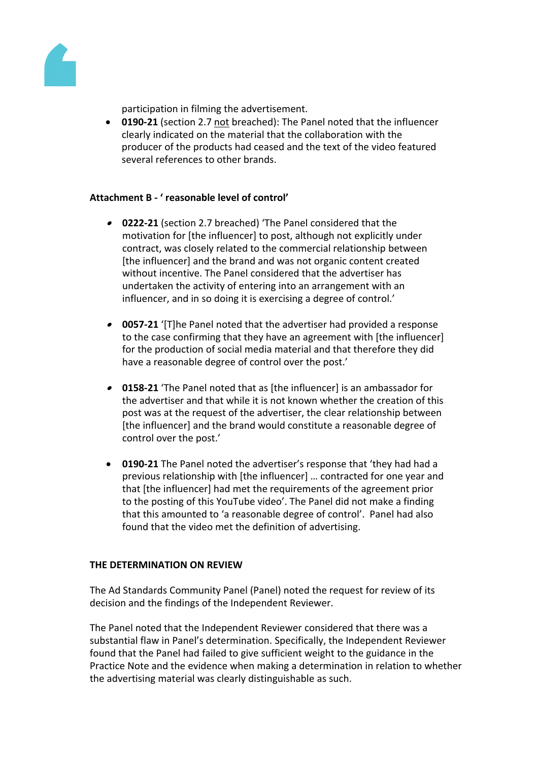participation in filming the advertisement.

- **0190-21** (section 2.7 <u>not</u> breached): The Panel noted that the influencer clearly indicated on the material that the collaboration with the producer of the products had ceased and the text of the video featured several references to other brands.

**Attachment B - ' reasonable level of control'**

- **0222-21** (section 2.7 breached) 'The Panel considered that the motivation for [the influencer] to post, although not explicitly under contract, was closely related to the commercial relationship between [the influencer] and the brand and was not organic content created without incentive. The Panel considered that the advertiser has undertaken the activity of entering into an arrangement with an influencer, and in so doing it is exercising a degree of control.'

- **0057-21** '[T]he Panel noted that the advertiser had provided a response to the case confirming that they have an agreement with [the influencer] for the production of social media material and that therefore they did have a reasonable degree of control over the post.'

- **0158-21** 'The Panel noted that as [the influencer] is an ambassador for the advertiser and that while it is not known whether the creation of this post was at the request of the advertiser, the clear relationship between [the influencer] and the brand would constitute a reasonable degree of control over the post.'

- **0190-21** The Panel noted the advertiser's response that 'they had had a previous relationship with [the influencer] … contracted for one year and that [the influencer] had met the requirements of the agreement prior to the posting of this YouTube video'. The Panel did not make a finding that this amounted to 'a reasonable degree of control'. Panel had also found that the video met the definition of advertising.

**THE DETERMINATION ON REVIEW**

The Ad Standards Community Panel (Panel) noted the request for review of its decision and the findings of the Independent Reviewer.

The Panel noted that the Independent Reviewer considered that there was a substantial flaw in Panel's determination. Specifically, the Independent Reviewer found that the Panel had failed to give sufficient weight to the guidance in the Practice Note and the evidence when making a determination in relation to whether the advertising material was clearly distinguishable as such.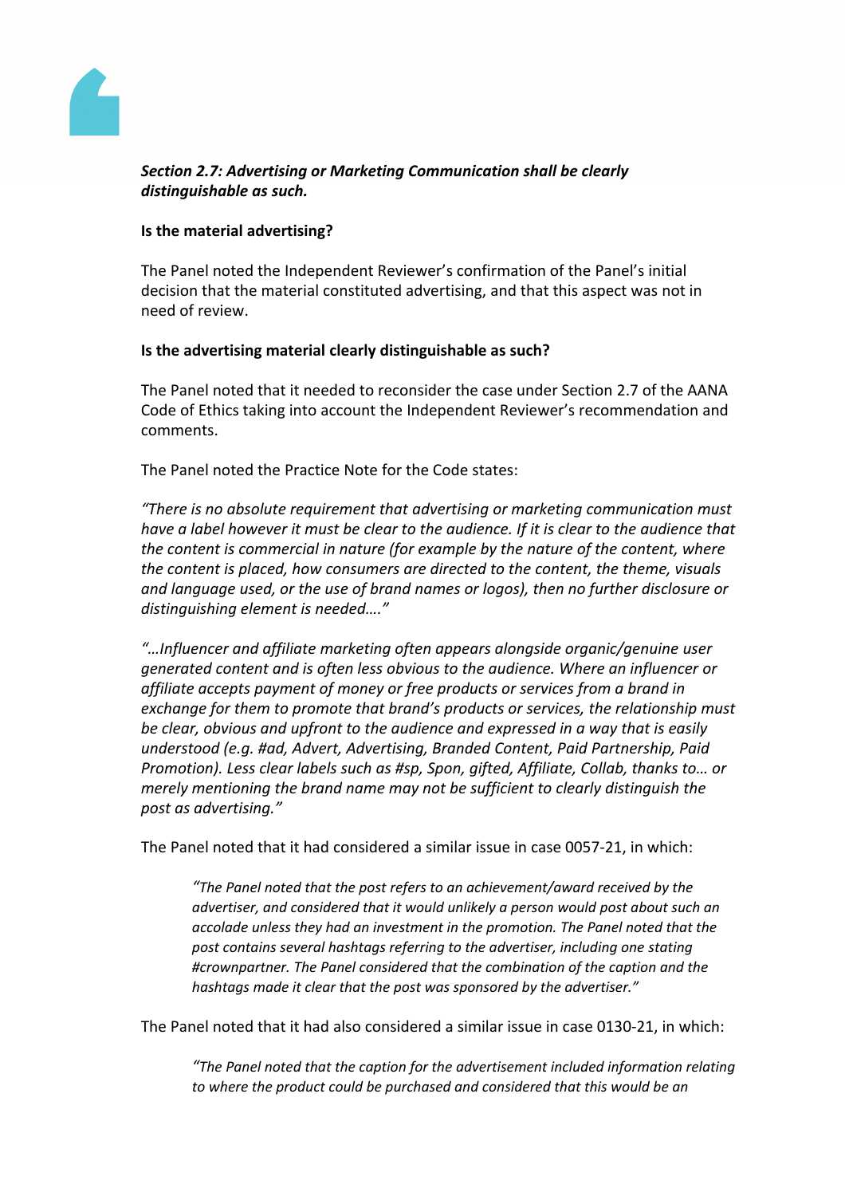***Section 2.7: Advertising or Marketing Communication shall be clearly distinguishable as such.***

**Is the material advertising?**

The Panel noted the Independent Reviewer's confirmation of the Panel's initial decision that the material constituted advertising, and that this aspect was not in need of review.

**Is the advertising material clearly distinguishable as such?**

The Panel noted that it needed to reconsider the case under Section 2.7 of the AANA Code of Ethics taking into account the Independent Reviewer's recommendation and comments.

The Panel noted the Practice Note for the Code states:

*"There is no absolute requirement that advertising or marketing communication must have a label however it must be clear to the audience. If it is clear to the audience that the content is commercial in nature (for example by the nature of the content, where the content is placed, how consumers are directed to the content, the theme, visuals and language used, or the use of brand names or logos), then no further disclosure or distinguishing element is needed…."*

*"…Influencer and affiliate marketing often appears alongside organic/genuine user generated content and is often less obvious to the audience. Where an influencer or affiliate accepts payment of money or free products or services from a brand in exchange for them to promote that brand's products or services, the relationship must be clear, obvious and upfront to the audience and expressed in a way that is easily understood (e.g. #ad, Advert, Advertising, Branded Content, Paid Partnership, Paid Promotion). Less clear labels such as #sp, Spon, gifted, Affiliate, Collab, thanks to… or merely mentioning the brand name may not be sufficient to clearly distinguish the post as advertising."*

The Panel noted that it had considered a similar issue in case 0057-21, in which:

> *"The Panel noted that the post refers to an achievement/award received by the advertiser, and considered that it would unlikely a person would post about such an accolade unless they had an investment in the promotion. The Panel noted that the post contains several hashtags referring to the advertiser, including one stating #crownpartner. The Panel considered that the combination of the caption and the hashtags made it clear that the post was sponsored by the advertiser."*

The Panel noted that it had also considered a similar issue in case 0130-21, in which:

> *"The Panel noted that the caption for the advertisement included information relating to where the product could be purchased and considered that this would be an*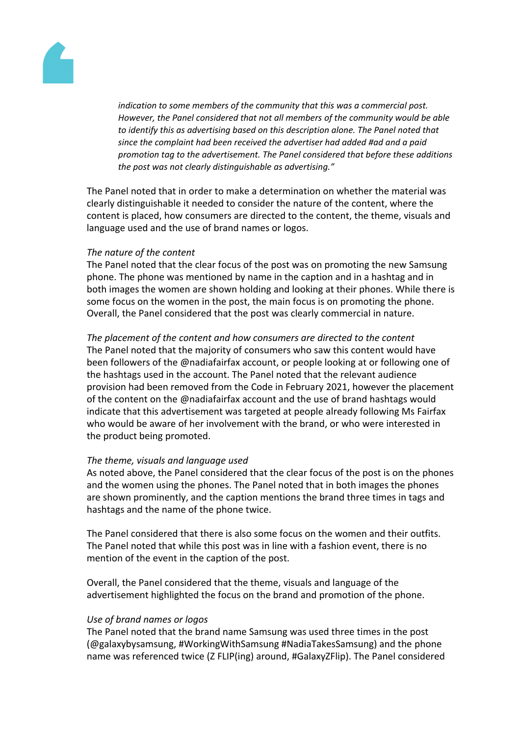*indication to some members of the community that this was a commercial post. However, the Panel considered that not all members of the community would be able to identify this as advertising based on this description alone. The Panel noted that since the complaint had been received the advertiser had added #ad and a paid promotion tag to the advertisement. The Panel considered that before these additions the post was not clearly distinguishable as advertising."*

The Panel noted that in order to make a determination on whether the material was clearly distinguishable it needed to consider the nature of the content, where the content is placed, how consumers are directed to the content, the theme, visuals and language used and the use of brand names or logos.

*The nature of the content*
The Panel noted that the clear focus of the post was on promoting the new Samsung phone. The phone was mentioned by name in the caption and in a hashtag and in both images the women are shown holding and looking at their phones. While there is some focus on the women in the post, the main focus is on promoting the phone. Overall, the Panel considered that the post was clearly commercial in nature.

*The placement of the content and how consumers are directed to the content*
The Panel noted that the majority of consumers who saw this content would have been followers of the @nadiafairfax account, or people looking at or following one of the hashtags used in the account. The Panel noted that the relevant audience provision had been removed from the Code in February 2021, however the placement of the content on the @nadiafairfax account and the use of brand hashtags would indicate that this advertisement was targeted at people already following Ms Fairfax who would be aware of her involvement with the brand, or who were interested in the product being promoted.

*The theme, visuals and language used*
As noted above, the Panel considered that the clear focus of the post is on the phones and the women using the phones. The Panel noted that in both images the phones are shown prominently, and the caption mentions the brand three times in tags and hashtags and the name of the phone twice.

The Panel considered that there is also some focus on the women and their outfits. The Panel noted that while this post was in line with a fashion event, there is no mention of the event in the caption of the post.

Overall, the Panel considered that the theme, visuals and language of the advertisement highlighted the focus on the brand and promotion of the phone.

*Use of brand names or logos*
The Panel noted that the brand name Samsung was used three times in the post (@galaxybysamsung, #WorkingWithSamsung #NadiaTakesSamsung) and the phone name was referenced twice (Z FLIP(ing) around, #GalaxyZFlip). The Panel considered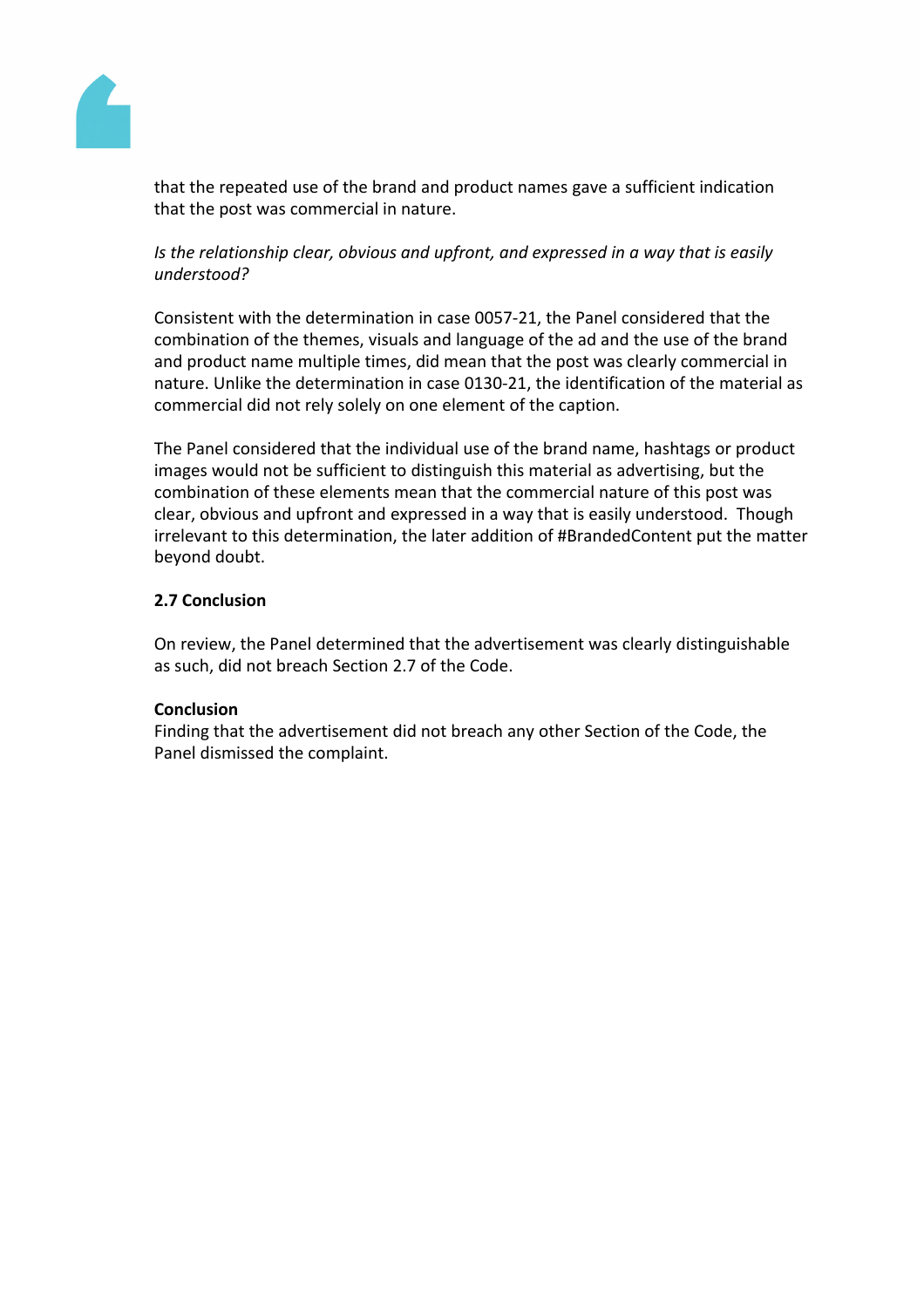that the repeated use of the brand and product names gave a sufficient indication that the post was commercial in nature.

*Is the relationship clear, obvious and upfront, and expressed in a way that is easily understood?*

Consistent with the determination in case 0057-21, the Panel considered that the combination of the themes, visuals and language of the ad and the use of the brand and product name multiple times, did mean that the post was clearly commercial in nature. Unlike the determination in case 0130-21, the identification of the material as commercial did not rely solely on one element of the caption.

The Panel considered that the individual use of the brand name, hashtags or product images would not be sufficient to distinguish this material as advertising, but the combination of these elements mean that the commercial nature of this post was clear, obvious and upfront and expressed in a way that is easily understood. Though irrelevant to this determination, the later addition of #BrandedContent put the matter beyond doubt.

**2.7 Conclusion**

On review, the Panel determined that the advertisement was clearly distinguishable as such, did not breach Section 2.7 of the Code.

**Conclusion**

Finding that the advertisement did not breach any other Section of the Code, the Panel dismissed the complaint.